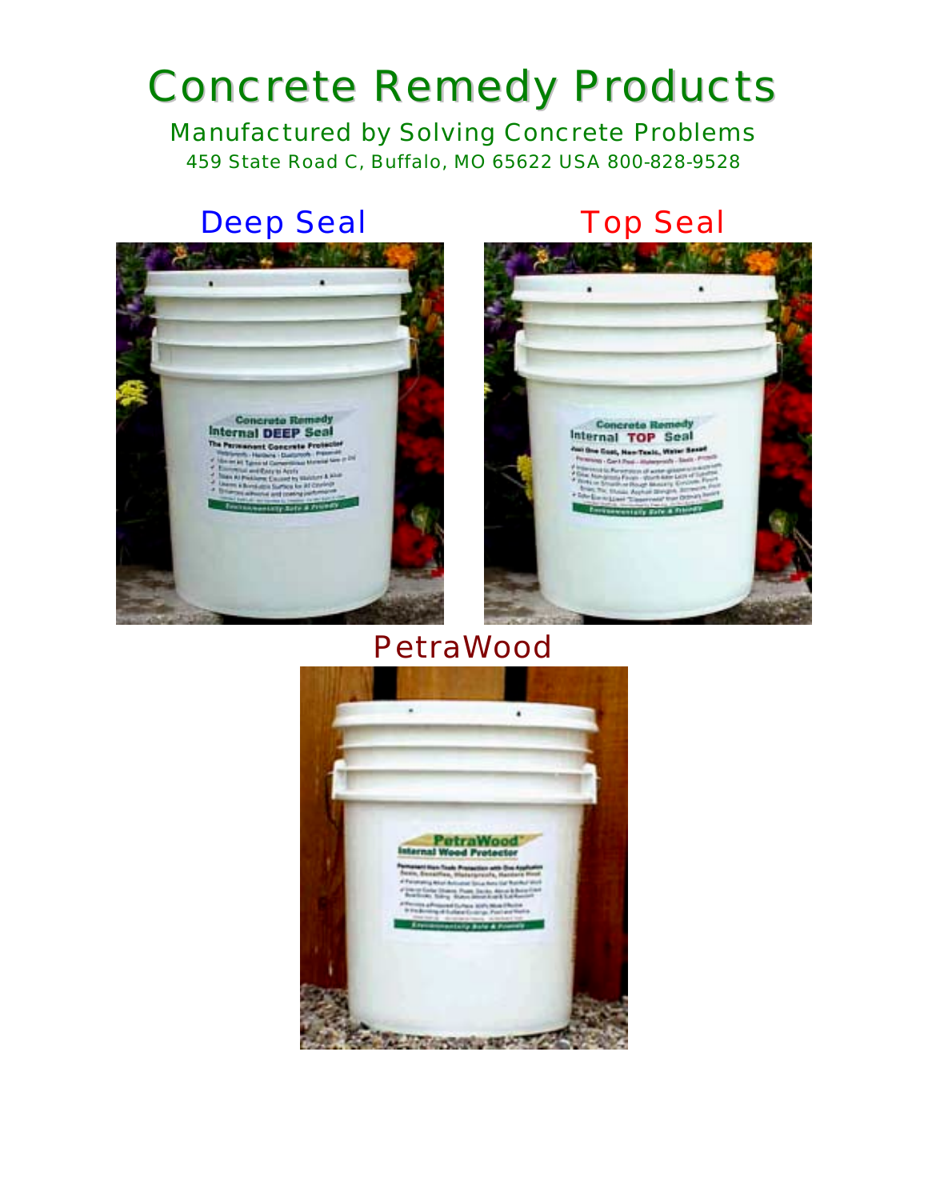# Concrete Remedy Products

Manufactured by Solving Concrete Problems

459 State Road C, Buffalo, MO 65622 USA 800-828-9528

## Deep Seal

## Top Seal

## PetraWood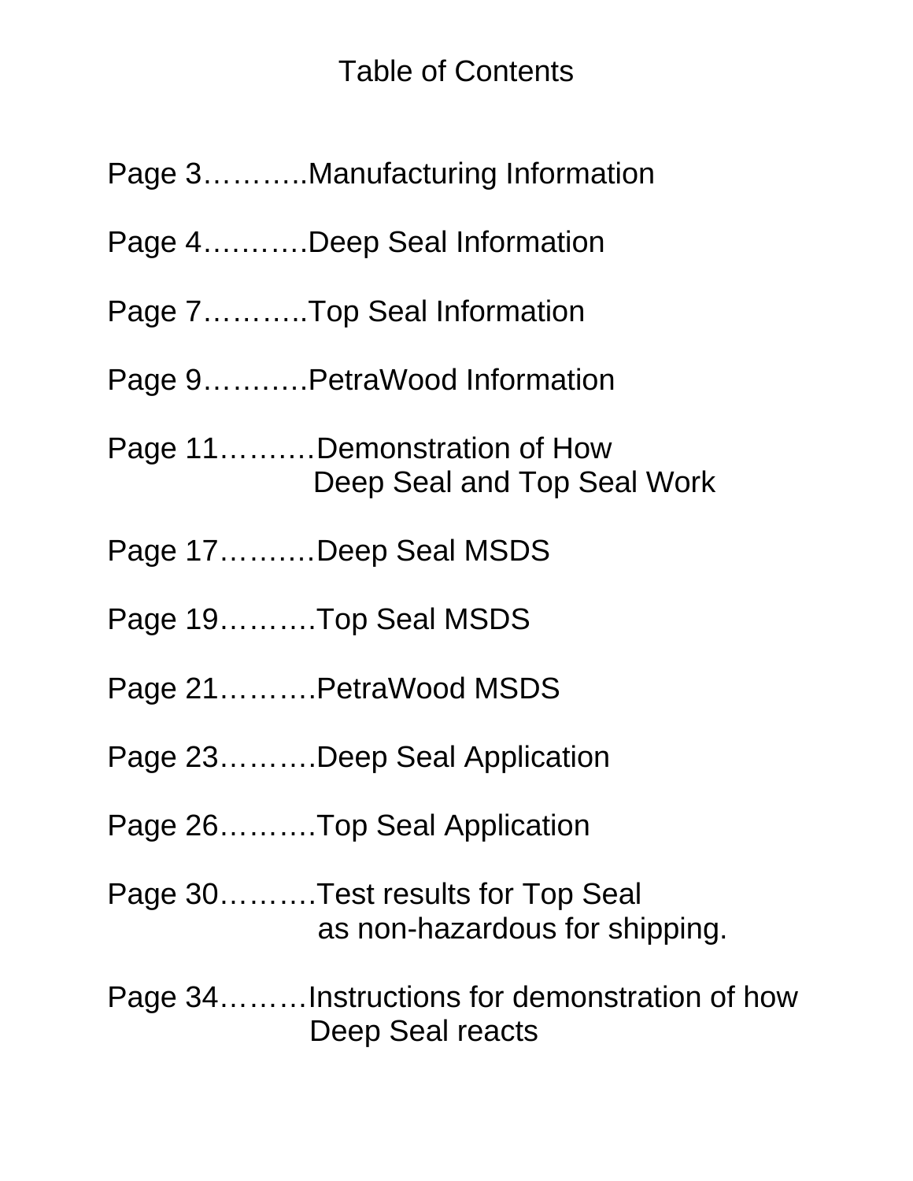# Table of Contents

Page 3………..Manufacturing Information

Page 4……….Deep Seal Information

Page 7………..Top Seal Information

Page 9……….PetraWood Information

Page 11………Demonstration of How
Deep Seal and Top Seal Work

Page 17………Deep Seal MSDS

Page 19………Top Seal MSDS

Page 21………PetraWood MSDS

Page 23………Deep Seal Application

Page 26………Top Seal Application

Page 30………Test results for Top Seal
as non-hazardous for shipping.

Page 34………Instructions for demonstration of how
Deep Seal reacts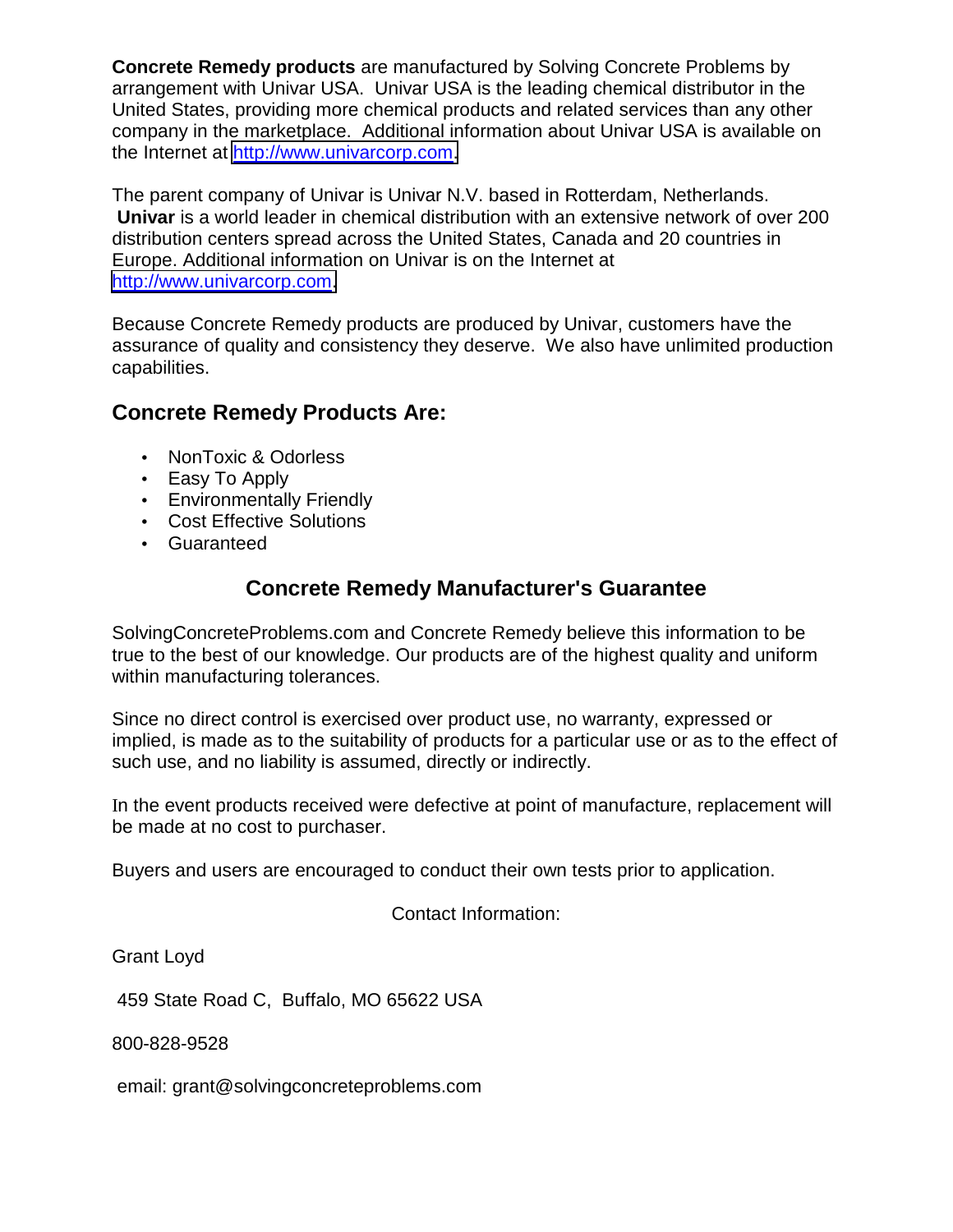**Concrete Remedy products** are manufactured by Solving Concrete Problems by arrangement with Univar USA. Univar USA is the leading chemical distributor in the United States, providing more chemical products and related services than any other company in the marketplace. Additional information about Univar USA is available on the Internet at http://www.univarcorp.com.

The parent company of Univar is Univar N.V. based in Rotterdam, Netherlands. **Univar** is a world leader in chemical distribution with an extensive network of over 200 distribution centers spread across the United States, Canada and 20 countries in Europe. Additional information on Univar is on the Internet at http://www.univarcorp.com.

Because Concrete Remedy products are produced by Univar, customers have the assurance of quality and consistency they deserve. We also have unlimited production capabilities.

## Concrete Remedy Products Are:

- NonToxic & Odorless
- Easy To Apply
- Environmentally Friendly
- Cost Effective Solutions
- Guaranteed

## Concrete Remedy Manufacturer's Guarantee

SolvingConcreteProblems.com and Concrete Remedy believe this information to be true to the best of our knowledge. Our products are of the highest quality and uniform within manufacturing tolerances.

Since no direct control is exercised over product use, no warranty, expressed or implied, is made as to the suitability of products for a particular use or as to the effect of such use, and no liability is assumed, directly or indirectly.

In the event products received were defective at point of manufacture, replacement will be made at no cost to purchaser.

Buyers and users are encouraged to conduct their own tests prior to application.

Contact Information:

Grant Loyd

459 State Road C, Buffalo, MO 65622 USA

800-828-9528

email: grant@solvingconcreteproblems.com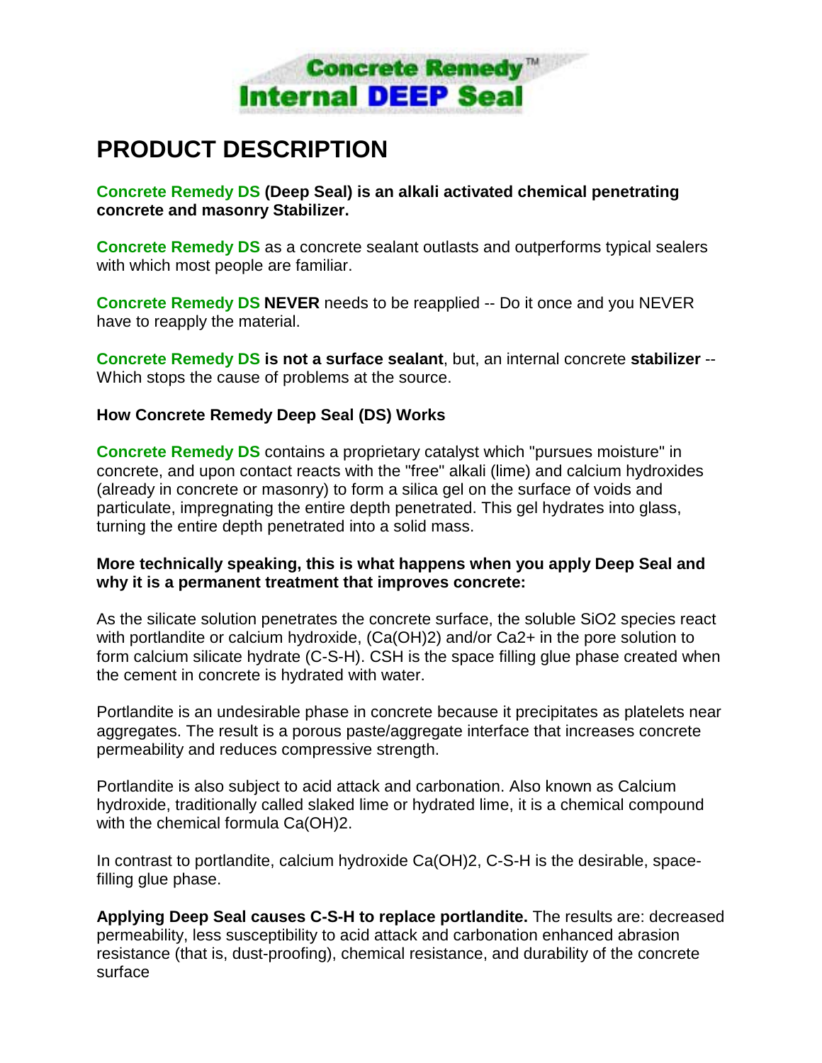**Concrete Remedy™**
**Internal DEEP Seal**

# PRODUCT DESCRIPTION

**Concrete Remedy DS (Deep Seal) is an alkali activated chemical penetrating concrete and masonry Stabilizer.**

**Concrete Remedy DS** as a concrete sealant outlasts and outperforms typical sealers with which most people are familiar.

**Concrete Remedy DS NEVER** needs to be reapplied -- Do it once and you NEVER have to reapply the material.

**Concrete Remedy DS is not a surface sealant**, but, an internal concrete **stabilizer** -- Which stops the cause of problems at the source.

**How Concrete Remedy Deep Seal (DS) Works**

**Concrete Remedy DS** contains a proprietary catalyst which "pursues moisture" in concrete, and upon contact reacts with the "free" alkali (lime) and calcium hydroxides (already in concrete or masonry) to form a silica gel on the surface of voids and particulate, impregnating the entire depth penetrated. This gel hydrates into glass, turning the entire depth penetrated into a solid mass.

**More technically speaking, this is what happens when you apply Deep Seal and why it is a permanent treatment that improves concrete:**

As the silicate solution penetrates the concrete surface, the soluble $SiO_2$ species react with portlandite or calcium hydroxide, ($Ca(OH)_2$) and/or $Ca^{2+}$ in the pore solution to form calcium silicate hydrate (C-S-H). CSH is the space filling glue phase created when the cement in concrete is hydrated with water.

Portlandite is an undesirable phase in concrete because it precipitates as platelets near aggregates. The result is a porous paste/aggregate interface that increases concrete permeability and reduces compressive strength.

Portlandite is also subject to acid attack and carbonation. Also known as Calcium hydroxide, traditionally called slaked lime or hydrated lime, it is a chemical compound with the chemical formula $Ca(OH)_2$.

In contrast to portlandite, calcium hydroxide $Ca(OH)_2$, C-S-H is the desirable, space-filling glue phase.

**Applying Deep Seal causes C-S-H to replace portlandite.** The results are: decreased permeability, less susceptibility to acid attack and carbonation enhanced abrasion resistance (that is, dust-proofing), chemical resistance, and durability of the concrete surface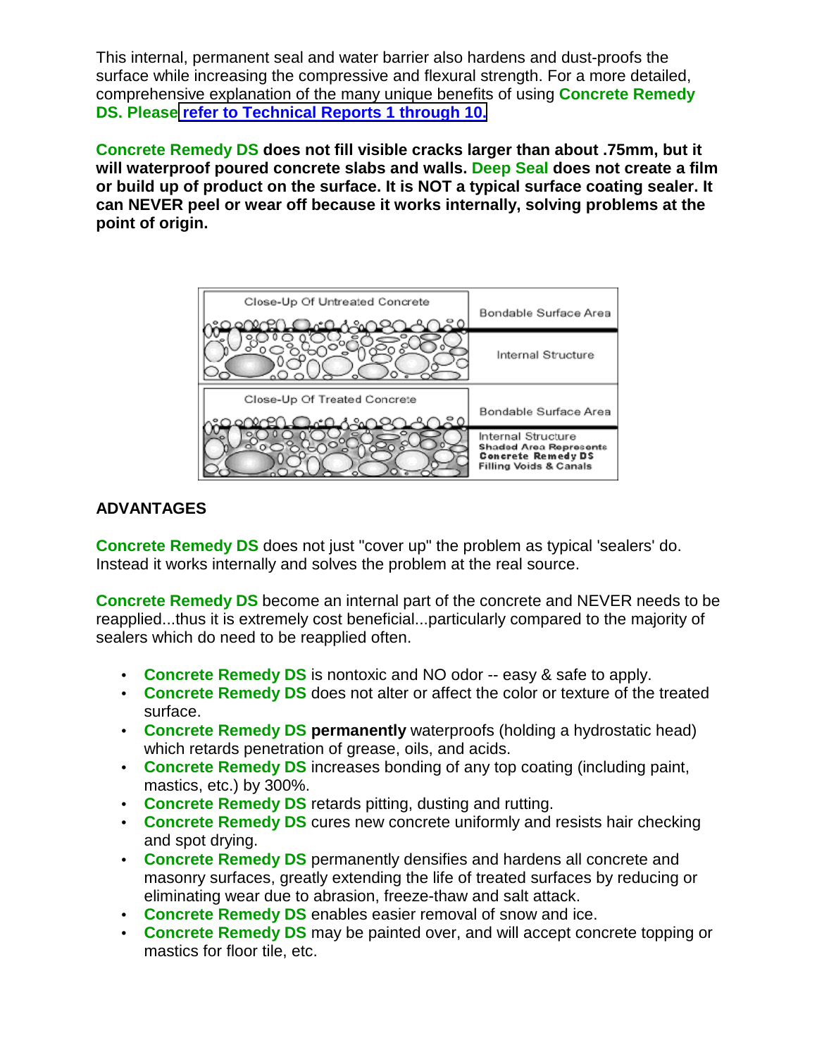This internal, permanent seal and water barrier also hardens and dust-proofs the surface while increasing the compressive and flexural strength. For a more detailed, comprehensive explanation of the many unique benefits of using **Concrete Remedy DS. Please refer to Technical Reports 1 through 10.**

**Concrete Remedy DS does not fill visible cracks larger than about .75mm, but it will waterproof poured concrete slabs and walls. Deep Seal does not create a film or build up of product on the surface. It is NOT a typical surface coating sealer. It can NEVER peel or wear off because it works internally, solving problems at the point of origin.**

## ADVANTAGES

**Concrete Remedy DS** does not just "cover up" the problem as typical 'sealers' do. Instead it works internally and solves the problem at the real source.

**Concrete Remedy DS** become an internal part of the concrete and NEVER needs to be reapplied...thus it is extremely cost beneficial...particularly compared to the majority of sealers which do need to be reapplied often.

- **Concrete Remedy DS** is nontoxic and NO odor -- easy & safe to apply.
- **Concrete Remedy DS** does not alter or affect the color or texture of the treated surface.
- **Concrete Remedy DS** **permanently** waterproofs (holding a hydrostatic head) which retards penetration of grease, oils, and acids.
- **Concrete Remedy DS** increases bonding of any top coating (including paint, mastics, etc.) by 300%.
- **Concrete Remedy DS** retards pitting, dusting and rutting.
- **Concrete Remedy DS** cures new concrete uniformly and resists hair checking and spot drying.
- **Concrete Remedy DS** permanently densifies and hardens all concrete and masonry surfaces, greatly extending the life of treated surfaces by reducing or eliminating wear due to abrasion, freeze-thaw and salt attack.
- **Concrete Remedy DS** enables easier removal of snow and ice.
- **Concrete Remedy DS** may be painted over, and will accept concrete topping or mastics for floor tile, etc.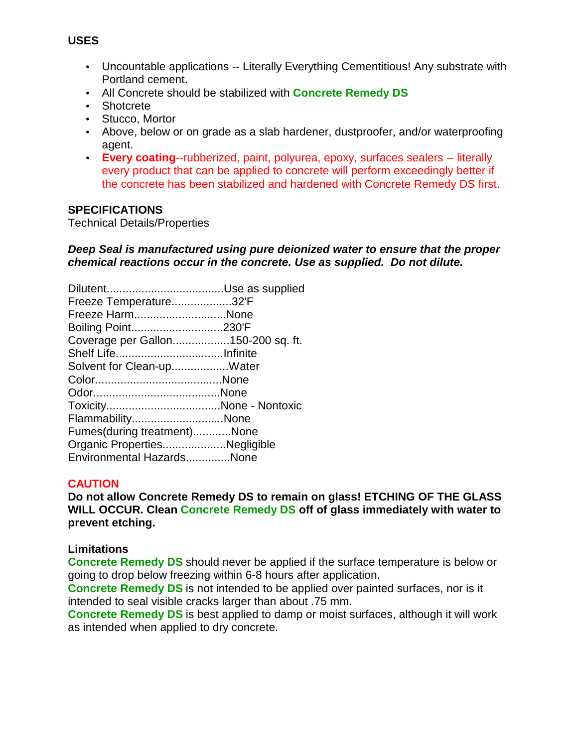**USES**

- Uncountable applications -- Literally Everything Cementitious! Any substrate with Portland cement.
- All Concrete should be stabilized with **Concrete Remedy DS**
- Shotcrete
- Stucco, Mortor
- Above, below or on grade as a slab hardener, dustproofer, and/or waterproofing agent.
- **Every coating**--rubberized, paint, polyurea, epoxy, surfaces sealers -- literally every product that can be applied to concrete will perform exceedingly better if the concrete has been stabilized and hardened with Concrete Remedy DS first.

**SPECIFICATIONS**
Technical Details/Properties

***Deep Seal is manufactured using pure deionized water to ensure that the proper chemical reactions occur in the concrete. Use as supplied. Do not dilute.***

Dilutent.....................................Use as supplied
Freeze Temperature...................32'F
Freeze Harm.............................None
Boiling Point.............................230'F
Coverage per Gallon..................150-200 sq. ft.
Shelf Life..................................Infinite
Solvent for Clean-up..................Water
Color........................................None
Odor........................................None
Toxicity....................................None - Nontoxic
Flammability.............................None
Fumes(during treatment)............None
Organic Properties....................Negligible
Environmental Hazards.............None

**CAUTION**
**Do not allow Concrete Remedy DS to remain on glass! ETCHING OF THE GLASS WILL OCCUR. Clean Concrete Remedy DS off of glass immediately with water to prevent etching.**

**Limitations**
**Concrete Remedy DS** should never be applied if the surface temperature is below or going to drop below freezing within 6-8 hours after application.
**Concrete Remedy DS** is not intended to be applied over painted surfaces, nor is it intended to seal visible cracks larger than about .75 mm.
**Concrete Remedy DS** is best applied to damp or moist surfaces, although it will work as intended when applied to dry concrete.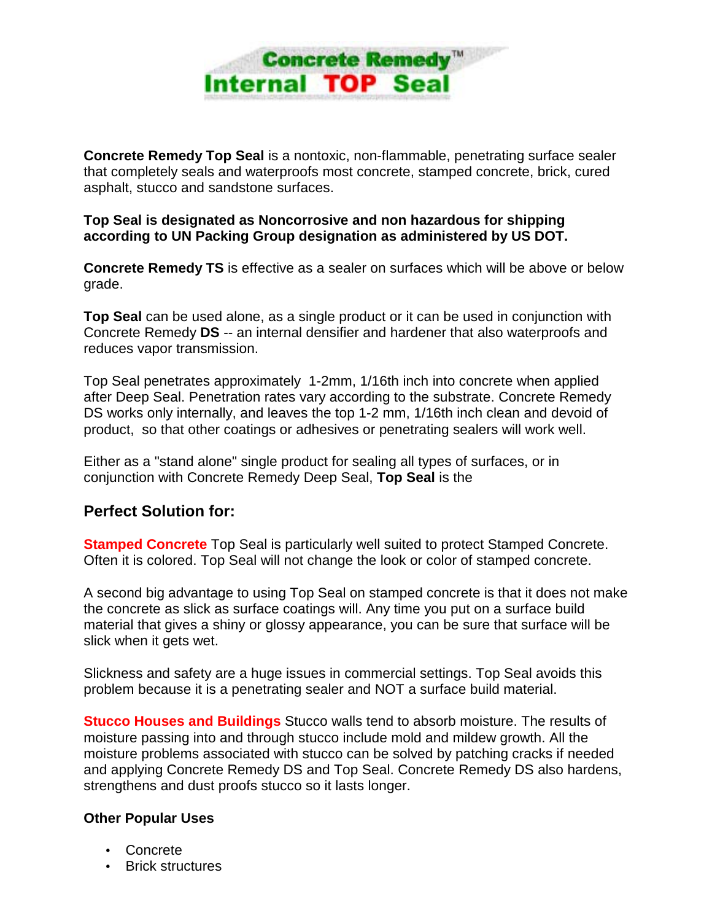# Concrete Remedy™ Internal TOP Seal

**Concrete Remedy Top Seal** is a nontoxic, non-flammable, penetrating surface sealer that completely seals and waterproofs most concrete, stamped concrete, brick, cured asphalt, stucco and sandstone surfaces.

**Top Seal is designated as Noncorrosive and non hazardous for shipping according to UN Packing Group designation as administered by US DOT.**

**Concrete Remedy TS** is effective as a sealer on surfaces which will be above or below grade.

**Top Seal** can be used alone, as a single product or it can be used in conjunction with Concrete Remedy **DS** -- an internal densifier and hardener that also waterproofs and reduces vapor transmission.

Top Seal penetrates approximately 1-2mm, 1/16th inch into concrete when applied after Deep Seal. Penetration rates vary according to the substrate. Concrete Remedy DS works only internally, and leaves the top 1-2 mm, 1/16th inch clean and devoid of product, so that other coatings or adhesives or penetrating sealers will work well.

Either as a "stand alone" single product for sealing all types of surfaces, or in conjunction with Concrete Remedy Deep Seal, **Top Seal** is the

## Perfect Solution for:

**Stamped Concrete** Top Seal is particularly well suited to protect Stamped Concrete. Often it is colored. Top Seal will not change the look or color of stamped concrete.

A second big advantage to using Top Seal on stamped concrete is that it does not make the concrete as slick as surface coatings will. Any time you put on a surface build material that gives a shiny or glossy appearance, you can be sure that surface will be slick when it gets wet.

Slickness and safety are a huge issues in commercial settings. Top Seal avoids this problem because it is a penetrating sealer and NOT a surface build material.

**Stucco Houses and Buildings** Stucco walls tend to absorb moisture. The results of moisture passing into and through stucco include mold and mildew growth. All the moisture problems associated with stucco can be solved by patching cracks if needed and applying Concrete Remedy DS and Top Seal. Concrete Remedy DS also hardens, strengthens and dust proofs stucco so it lasts longer.

### Other Popular Uses

- Concrete
- Brick structures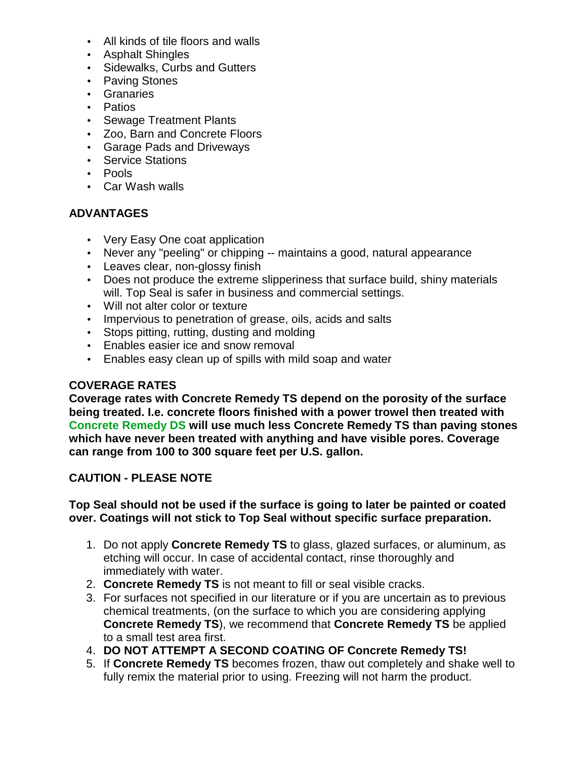- All kinds of tile floors and walls
- Asphalt Shingles
- Sidewalks, Curbs and Gutters
- Paving Stones
- Granaries
- Patios
- Sewage Treatment Plants
- Zoo, Barn and Concrete Floors
- Garage Pads and Driveways
- Service Stations
- Pools
- Car Wash walls

**ADVANTAGES**

- Very Easy One coat application
- Never any "peeling" or chipping -- maintains a good, natural appearance
- Leaves clear, non-glossy finish
- Does not produce the extreme slipperiness that surface build, shiny materials will. Top Seal is safer in business and commercial settings.
- Will not alter color or texture
- Impervious to penetration of grease, oils, acids and salts
- Stops pitting, rutting, dusting and molding
- Enables easier ice and snow removal
- Enables easy clean up of spills with mild soap and water

**COVERAGE RATES**

**Coverage rates with Concrete Remedy TS depend on the porosity of the surface being treated. I.e. concrete floors finished with a power trowel then treated with Concrete Remedy DS will use much less Concrete Remedy TS than paving stones which have never been treated with anything and have visible pores. Coverage can range from 100 to 300 square feet per U.S. gallon.**

**CAUTION - PLEASE NOTE**

**Top Seal should not be used if the surface is going to later be painted or coated over. Coatings will not stick to Top Seal without specific surface preparation.**

1. Do not apply **Concrete Remedy TS** to glass, glazed surfaces, or aluminum, as etching will occur. In case of accidental contact, rinse thoroughly and immediately with water.
2. **Concrete Remedy TS** is not meant to fill or seal visible cracks.
3. For surfaces not specified in our literature or if you are uncertain as to previous chemical treatments, (on the surface to which you are considering applying **Concrete Remedy TS**), we recommend that **Concrete Remedy TS** be applied to a small test area first.
4. **DO NOT ATTEMPT A SECOND COATING OF Concrete Remedy TS!**
5. If **Concrete Remedy TS** becomes frozen, thaw out completely and shake well to fully remix the material prior to using. Freezing will not harm the product.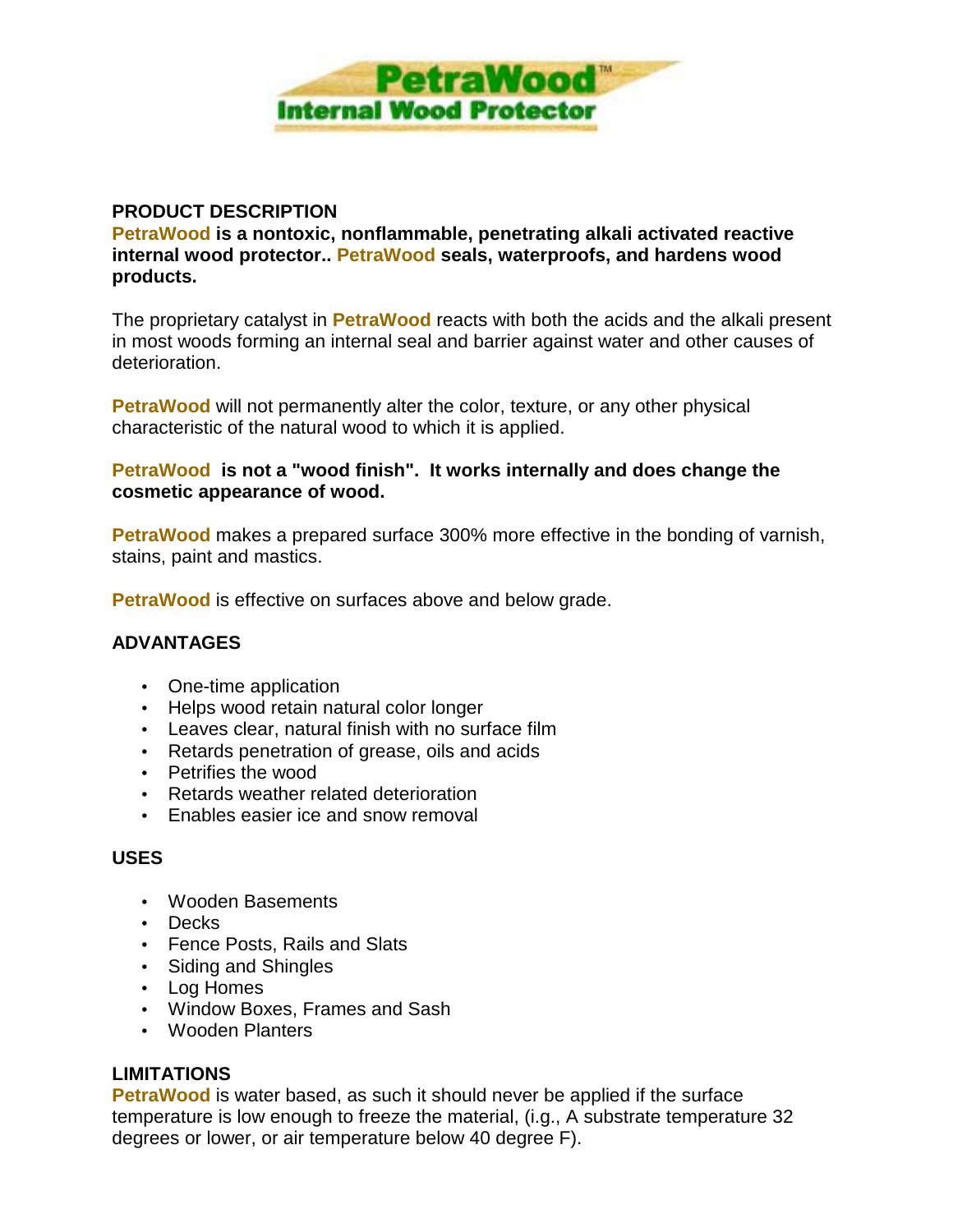# PetraWood™
## Internal Wood Protector

**PRODUCT DESCRIPTION**

**PetraWood is a nontoxic, nonflammable, penetrating alkali activated reactive internal wood protector.. PetraWood seals, waterproofs, and hardens wood products.**

The proprietary catalyst in **PetraWood** reacts with both the acids and the alkali present in most woods forming an internal seal and barrier against water and other causes of deterioration.

**PetraWood** will not permanently alter the color, texture, or any other physical characteristic of the natural wood to which it is applied.

**PetraWood is not a "wood finish". It works internally and does change the cosmetic appearance of wood.**

**PetraWood** makes a prepared surface 300% more effective in the bonding of varnish, stains, paint and mastics.

**PetraWood** is effective on surfaces above and below grade.

**ADVANTAGES**

- One-time application
- Helps wood retain natural color longer
- Leaves clear, natural finish with no surface film
- Retards penetration of grease, oils and acids
- Petrifies the wood
- Retards weather related deterioration
- Enables easier ice and snow removal

**USES**

- Wooden Basements
- Decks
- Fence Posts, Rails and Slats
- Siding and Shingles
- Log Homes
- Window Boxes, Frames and Sash
- Wooden Planters

**LIMITATIONS**

**PetraWood** is water based, as such it should never be applied if the surface temperature is low enough to freeze the material, (i.e., A substrate temperature 32 degrees or lower, or air temperature below 40 degree F).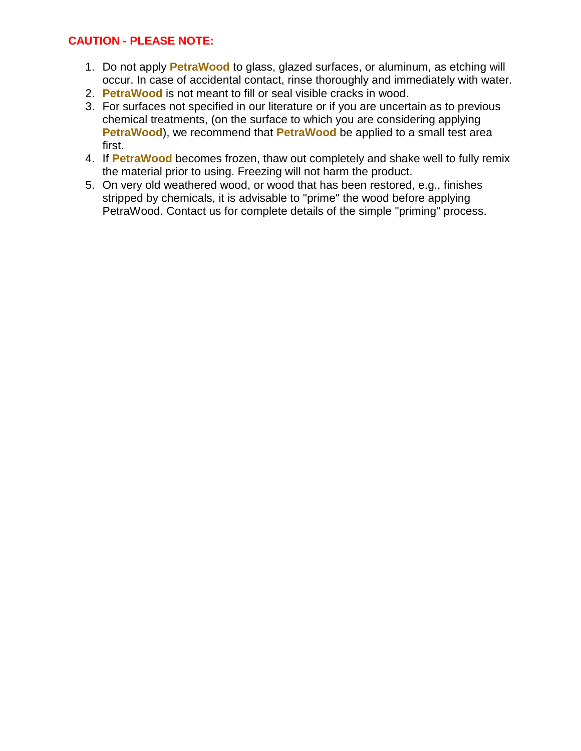**CAUTION - PLEASE NOTE:**

1. Do not apply **PetraWood** to glass, glazed surfaces, or aluminum, as etching will occur. In case of accidental contact, rinse thoroughly and immediately with water.
2. **PetraWood** is not meant to fill or seal visible cracks in wood.
3. For surfaces not specified in our literature or if you are uncertain as to previous chemical treatments, (on the surface to which you are considering applying **PetraWood**), we recommend that **PetraWood** be applied to a small test area first.
4. If **PetraWood** becomes frozen, thaw out completely and shake well to fully remix the material prior to using. Freezing will not harm the product.
5. On very old weathered wood, or wood that has been restored, e.g., finishes stripped by chemicals, it is advisable to "prime" the wood before applying PetraWood. Contact us for complete details of the simple "priming" process.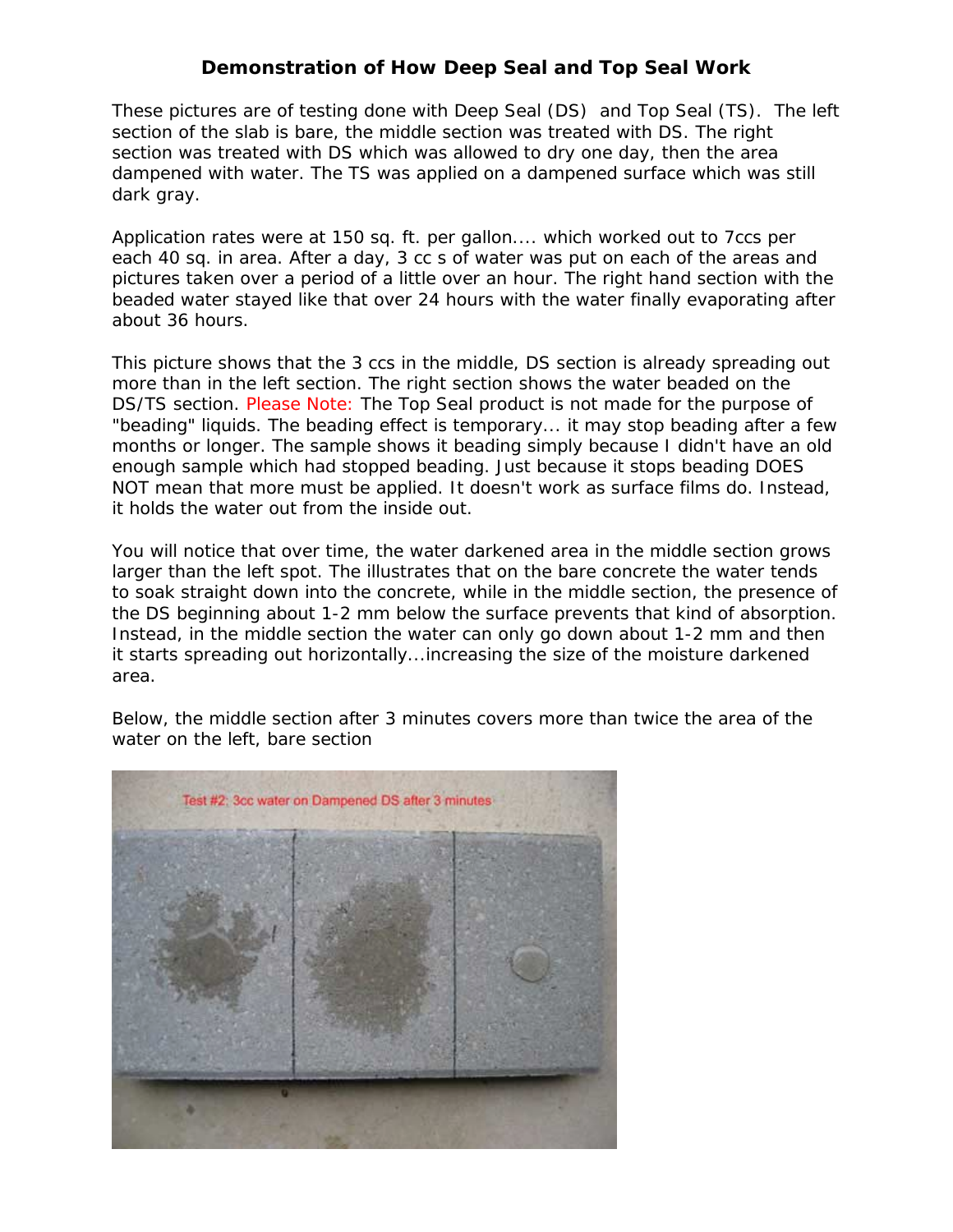# Demonstration of How Deep Seal and Top Seal Work

These pictures are of testing done with Deep Seal (DS) and Top Seal (TS). The left section of the slab is bare, the middle section was treated with DS. The right section was treated with DS which was allowed to dry one day, then the area dampened with water. The TS was applied on a dampened surface which was still dark gray.

Application rates were at 150 sq. ft. per gallon.... which worked out to 7ccs per each 40 sq. in area. After a day, 3 cc s of water was put on each of the areas and pictures taken over a period of a little over an hour. The right hand section with the beaded water stayed like that over 24 hours with the water finally evaporating after about 36 hours.

This picture shows that the 3 ccs in the middle, DS section is already spreading out more than in the left section. The right section shows the water beaded on the DS/TS section. Please Note: The Top Seal product is not made for the purpose of "beading" liquids. The beading effect is temporary... it may stop beading after a few months or longer. The sample shows it beading simply because I didn't have an old enough sample which had stopped beading. Just because it stops beading DOES NOT mean that more must be applied. It doesn't work as surface films do. Instead, it holds the water out from the inside out.

You will notice that over time, the water darkened area in the middle section grows larger than the left spot. The illustrates that on the bare concrete the water tends to soak straight down into the concrete, while in the middle section, the presence of the DS beginning about 1-2 mm below the surface prevents that kind of absorption. Instead, in the middle section the water can only go down about 1-2 mm and then it starts spreading out horizontally...increasing the size of the moisture darkened area.

Below, the middle section after 3 minutes covers more than twice the area of the water on the left, bare section

Test #2: 3cc water on Dampened DS after 3 minutes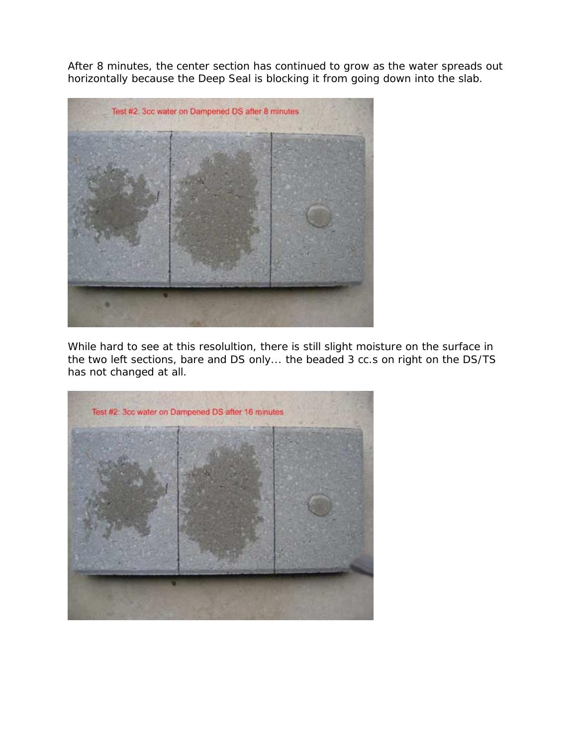After 8 minutes, the center section has continued to grow as the water spreads out horizontally because the Deep Seal is blocking it from going down into the slab.

While hard to see at this resolultion, there is still slight moisture on the surface in the two left sections, bare and DS only... the beaded 3 cc.s on right on the DS/TS has not changed at all.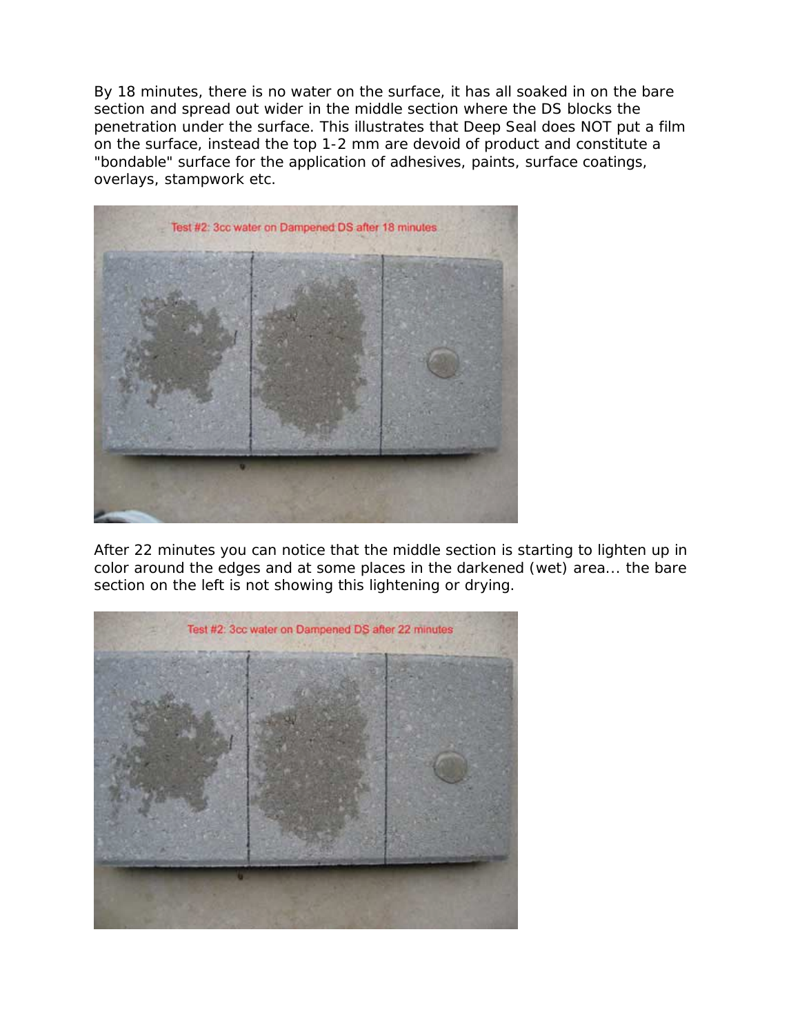By 18 minutes, there is no water on the surface, it has all soaked in on the bare section and spread out wider in the middle section where the DS blocks the penetration under the surface. This illustrates that Deep Seal does NOT put a film on the surface, instead the top 1-2 mm are devoid of product and constitute a "bondable" surface for the application of adhesives, paints, surface coatings, overlays, stampwork etc.

After 22 minutes you can notice that the middle section is starting to lighten up in color around the edges and at some places in the darkened (wet) area... the bare section on the left is not showing this lightening or drying.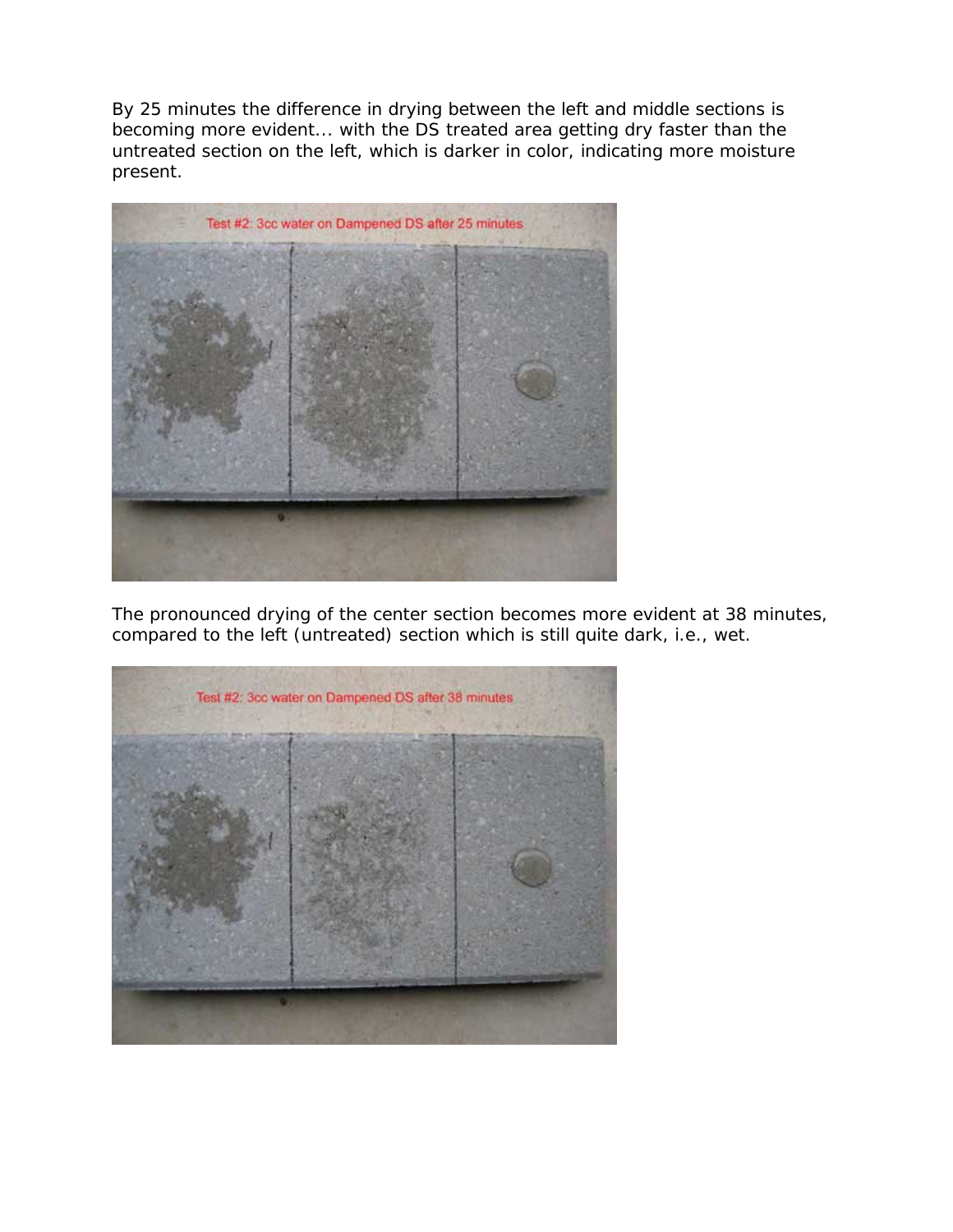By 25 minutes the difference in drying between the left and middle sections is becoming more evident... with the DS treated area getting dry faster than the untreated section on the left, which is darker in color, indicating more moisture present.

The pronounced drying of the center section becomes more evident at 38 minutes, compared to the left (untreated) section which is still quite dark, i.e., wet.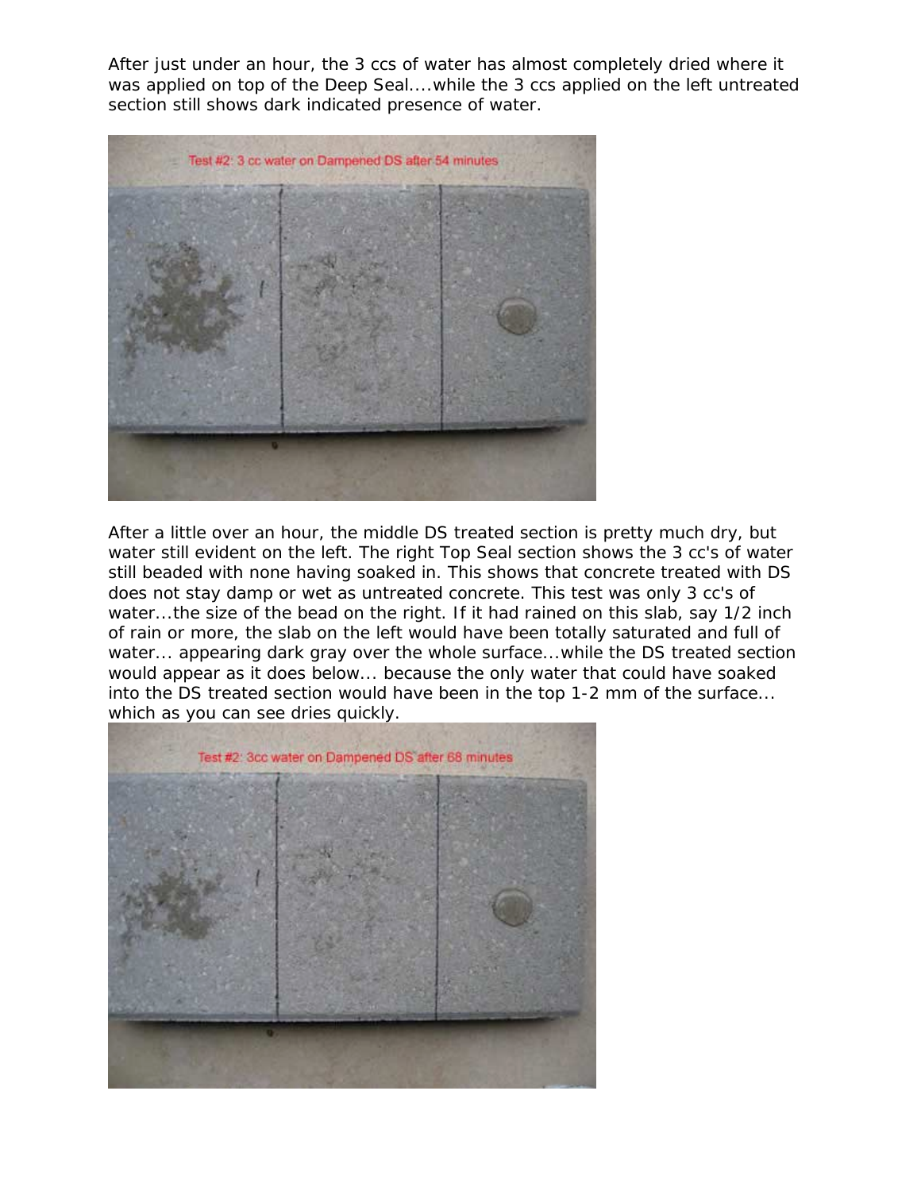After just under an hour, the 3 ccs of water has almost completely dried where it was applied on top of the Deep Seal....while the 3 ccs applied on the left untreated section still shows dark indicated presence of water.

After a little over an hour, the middle DS treated section is pretty much dry, but water still evident on the left. The right Top Seal section shows the 3 cc's of water still beaded with none having soaked in. This shows that concrete treated with DS does not stay damp or wet as untreated concrete. This test was only 3 cc's of water...the size of the bead on the right. If it had rained on this slab, say 1/2 inch of rain or more, the slab on the left would have been totally saturated and full of water... appearing dark gray over the whole surface...while the DS treated section would appear as it does below... because the only water that could have soaked into the DS treated section would have been in the top 1-2 mm of the surface... which as you can see dries quickly.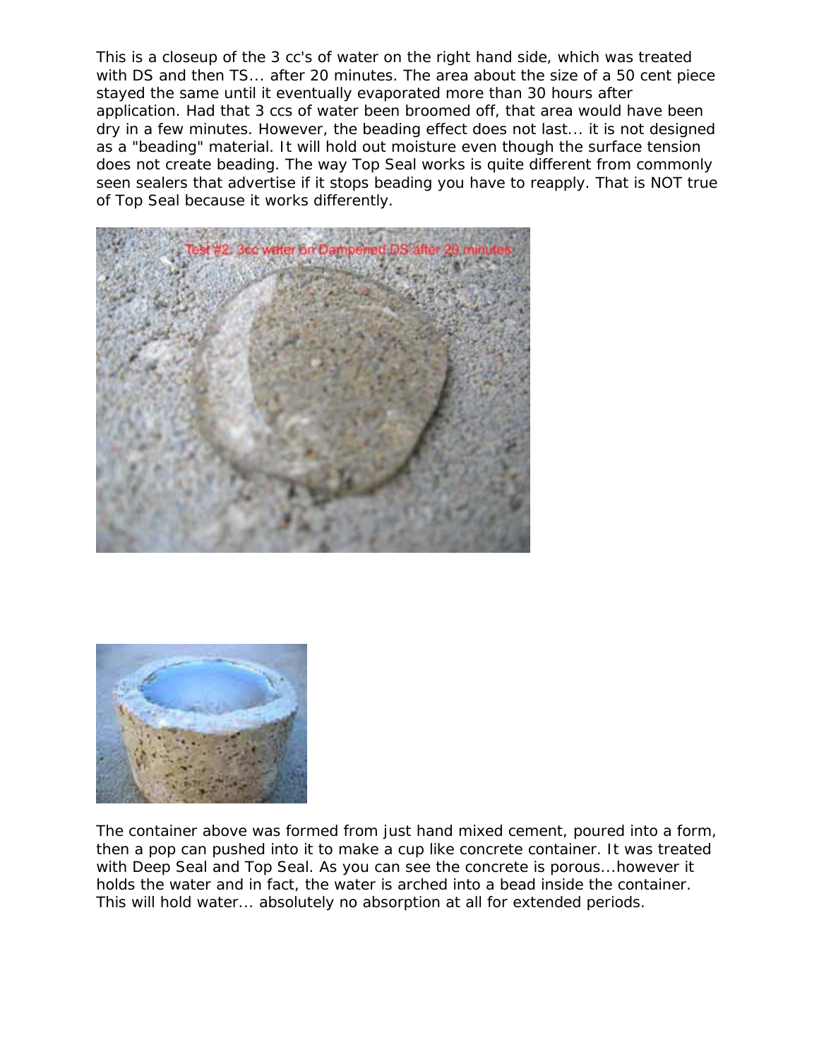This is a closeup of the 3 cc's of water on the right hand side, which was treated with DS and then TS... after 20 minutes. The area about the size of a 50 cent piece stayed the same until it eventually evaporated more than 30 hours after application. Had that 3 ccs of water been broomed off, that area would have been dry in a few minutes. However, the beading effect does not last... it is not designed as a "beading" material. It will hold out moisture even though the surface tension does not create beading. The way Top Seal works is quite different from commonly seen sealers that advertise if it stops beading you have to reapply. That is NOT true of Top Seal because it works differently.

The container above was formed from just hand mixed cement, poured into a form, then a pop can pushed into it to make a cup like concrete container. It was treated with Deep Seal and Top Seal. As you can see the concrete is porous...however it holds the water and in fact, the water is arched into a bead inside the container. This will hold water... absolutely no absorption at all for extended periods.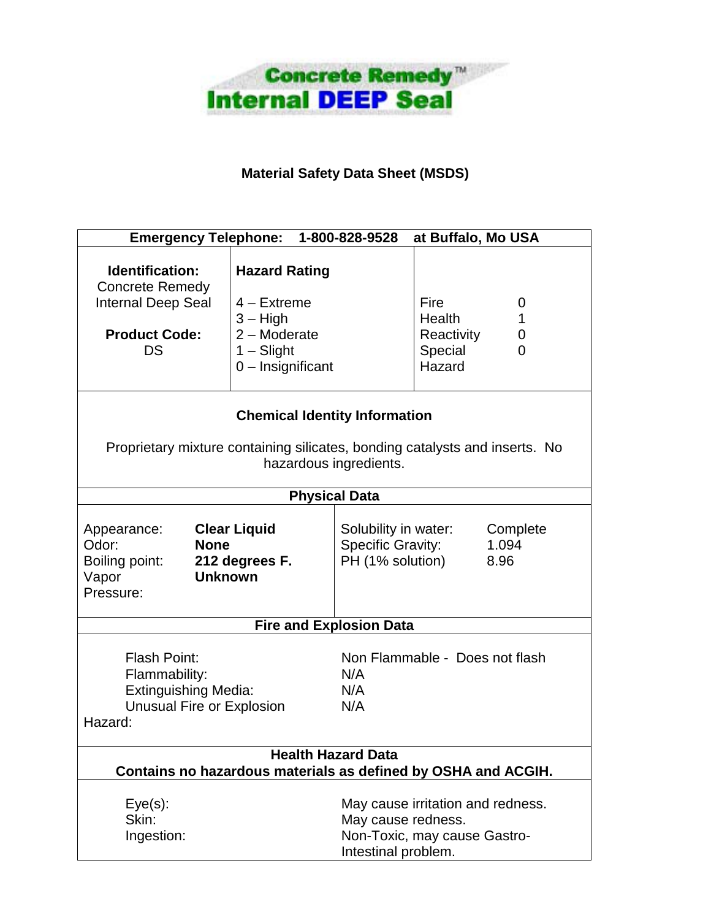**Concrete Remedy™**
**Internal DEEP Seal**

# Material Safety Data Sheet (MSDS)

**Emergency Telephone: 1-800-828-9528 at Buffalo, Mo USA**

| **Identification:** | **Hazard Rating** | | |
|---|---|---|---|
| Concrete Remedy Internal Deep Seal | 4 – Extreme | Fire | 0 |
| | 3 – High | Health | 1 |
| **Product Code:** | 2 – Moderate | Reactivity | 0 |
| DS | 1 – Slight | Special Hazard | 0 |
| | 0 – Insignificant | | |

## Chemical Identity Information

Proprietary mixture containing silicates, bonding catalysts and inserts. No hazardous ingredients.

## Physical Data

| | | | |
|---|---|---|---|
| Appearance: | **Clear Liquid** | Solubility in water: | Complete |
| Odor: | **None** | Specific Gravity: | 1.094 |
| Boiling point: | **212 degrees F.** | PH (1% solution) | 8.96 |
| Vapor Pressure: | **Unknown** | | |

## Fire and Explosion Data

| | |
|---|---|
| Flash Point: | Non Flammable - Does not flash |
| Flammability: | N/A |
| Extinguishing Media: | N/A |
| Unusual Fire or Explosion Hazard: | N/A |

## Health Hazard Data

**Contains no hazardous materials as defined by OSHA and ACGIH.**

| | |
|---|---|
| Eye(s): | May cause irritation and redness. |
| Skin: | May cause redness. |
| Ingestion: | Non-Toxic, may cause Gastro-Intestinal problem. |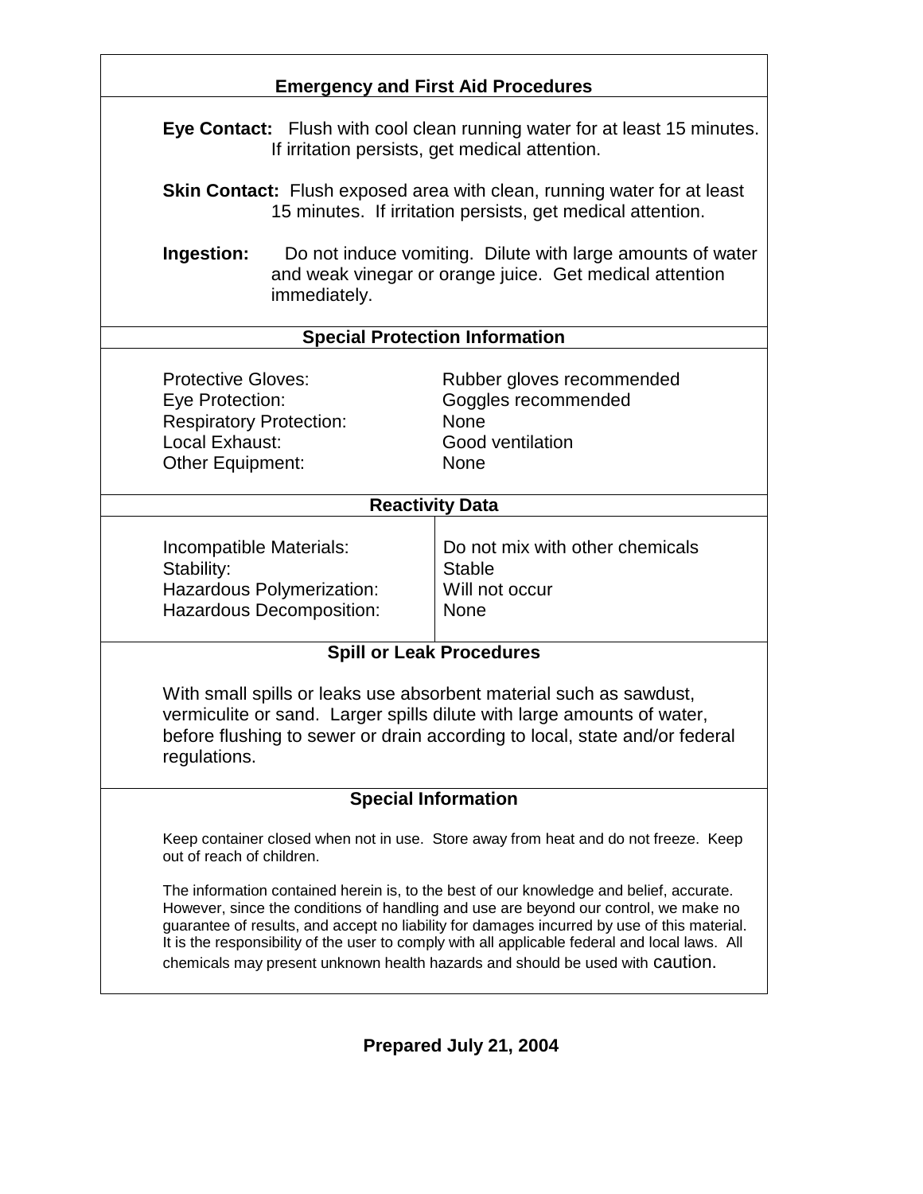## Emergency and First Aid Procedures

**Eye Contact:** Flush with cool clean running water for at least 15 minutes. If irritation persists, get medical attention.

**Skin Contact:** Flush exposed area with clean, running water for at least 15 minutes. If irritation persists, get medical attention.

**Ingestion:** Do not induce vomiting. Dilute with large amounts of water and weak vinegar or orange juice. Get medical attention immediately.

## Special Protection Information

| | |
|---|---|
| Protective Gloves: | Rubber gloves recommended |
| Eye Protection: | Goggles recommended |
| Respiratory Protection: | None |
| Local Exhaust: | Good ventilation |
| Other Equipment: | None |

## Reactivity Data

| | |
|---|---|
| Incompatible Materials: | Do not mix with other chemicals |
| Stability: | Stable |
| Hazardous Polymerization: | Will not occur |
| Hazardous Decomposition: | None |

## Spill or Leak Procedures

With small spills or leaks use absorbent material such as sawdust, vermiculite or sand. Larger spills dilute with large amounts of water, before flushing to sewer or drain according to local, state and/or federal regulations.

## Special Information

Keep container closed when not in use. Store away from heat and do not freeze. Keep out of reach of children.

The information contained herein is, to the best of our knowledge and belief, accurate. However, since the conditions of handling and use are beyond our control, we make no guarantee of results, and accept no liability for damages incurred by use of this material. It is the responsibility of the user to comply with all applicable federal and local laws. All chemicals may present unknown health hazards and should be used with caution.

**Prepared July 21, 2004**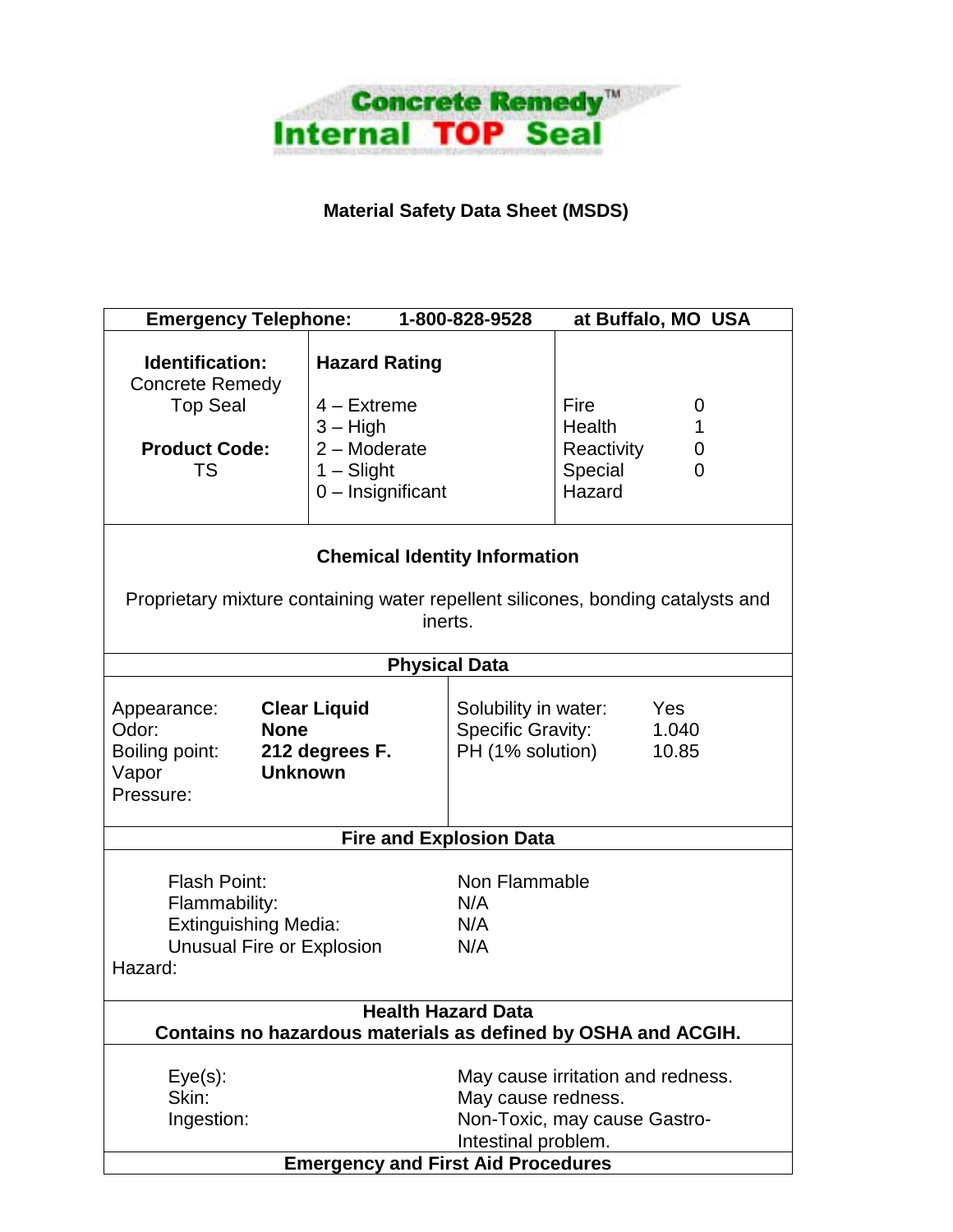# Concrete Remedy™ Internal TOP Seal

## Material Safety Data Sheet (MSDS)

| **Emergency Telephone:** | **1-800-828-9528** | **at Buffalo, MO USA** |
|---|---|---|
| **Identification:** Concrete Remedy Top Seal<br><br>**Product Code:** TS | **Hazard Rating**<br><br>4 – Extreme<br>3 – High<br>2 – Moderate<br>1 – Slight<br>0 – Insignificant | Fire 0<br>Health 1<br>Reactivity 0<br>Special Hazard 0 |

### Chemical Identity Information

Proprietary mixture containing water repellent silicones, bonding catalysts and inerts.

### Physical Data

| | | | |
|---|---|---|---|
| Appearance: | **Clear Liquid** | Solubility in water: | Yes |
| Odor: | **None** | Specific Gravity: | 1.040 |
| Boiling point: | **212 degrees F.** | PH (1% solution) | 10.85 |
| Vapor Pressure: | **Unknown** | | |

### Fire and Explosion Data

| | |
|---|---|
| Flash Point: | Non Flammable |
| Flammability: | N/A |
| Extinguishing Media: | N/A |
| Unusual Fire or Explosion Hazard: | N/A |

### Health Hazard Data

**Contains no hazardous materials as defined by OSHA and ACGIH.**

| | |
|---|---|
| Eye(s): | May cause irritation and redness. |
| Skin: | May cause redness. |
| Ingestion: | Non-Toxic, may cause Gastro-Intestinal problem. |

### Emergency and First Aid Procedures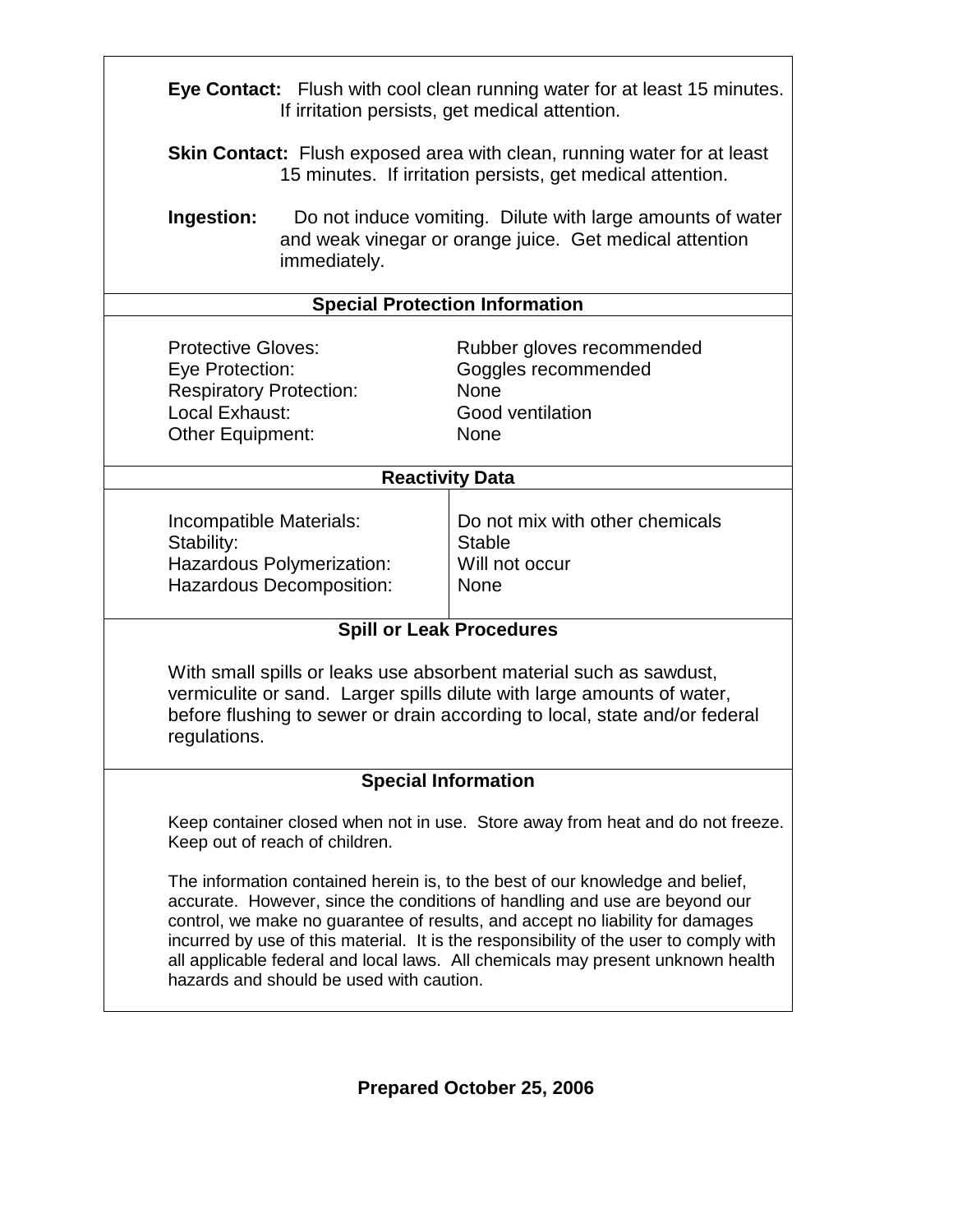**Eye Contact:** Flush with cool clean running water for at least 15 minutes. If irritation persists, get medical attention.

**Skin Contact:** Flush exposed area with clean, running water for at least 15 minutes. If irritation persists, get medical attention.

**Ingestion:** Do not induce vomiting. Dilute with large amounts of water and weak vinegar or orange juice. Get medical attention immediately.

## Special Protection Information

| | |
|---|---|
| Protective Gloves: | Rubber gloves recommended |
| Eye Protection: | Goggles recommended |
| Respiratory Protection: | None |
| Local Exhaust: | Good ventilation |
| Other Equipment: | None |

## Reactivity Data

| | |
|---|---|
| Incompatible Materials: | Do not mix with other chemicals |
| Stability: | Stable |
| Hazardous Polymerization: | Will not occur |
| Hazardous Decomposition: | None |

## Spill or Leak Procedures

With small spills or leaks use absorbent material such as sawdust, vermiculite or sand. Larger spills dilute with large amounts of water, before flushing to sewer or drain according to local, state and/or federal regulations.

## Special Information

Keep container closed when not in use. Store away from heat and do not freeze. Keep out of reach of children.

The information contained herein is, to the best of our knowledge and belief, accurate. However, since the conditions of handling and use are beyond our control, we make no guarantee of results, and accept no liability for damages incurred by use of this material. It is the responsibility of the user to comply with all applicable federal and local laws. All chemicals may present unknown health hazards and should be used with caution.

**Prepared October 25, 2006**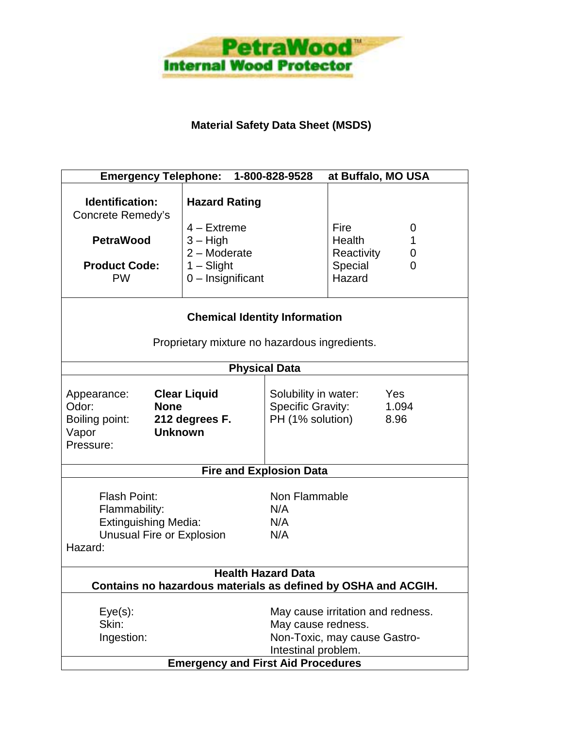**PetraWood™**
**Internal Wood Protector**

# Material Safety Data Sheet (MSDS)

| **Emergency Telephone: 1-800-828-9528 at Buffalo, MO USA** | | |
|---|---|---|
| **Identification:** Concrete Remedy's<br><br>**PetraWood**<br><br>**Product Code:** PW | **Hazard Rating**<br><br>4 – Extreme<br>3 – High<br>2 – Moderate<br>1 – Slight<br>0 – Insignificant | Fire 0<br>Health 1<br>Reactivity 0<br>Special Hazard 0 |

## Chemical Identity Information

Proprietary mixture no hazardous ingredients.

## Physical Data

| | | | |
|---|---|---|---|
| Appearance: | **Clear Liquid** | Solubility in water: | Yes |
| Odor: | **None** | Specific Gravity: | 1.094 |
| Boiling point: | **212 degrees F.** | PH (1% solution) | 8.96 |
| Vapor Pressure: | **Unknown** | | |

## Fire and Explosion Data

| | |
|---|---|
| Flash Point: | Non Flammable |
| Flammability: | N/A |
| Extinguishing Media: | N/A |
| Unusual Fire or Explosion Hazard: | N/A |

## Health Hazard Data

**Contains no hazardous materials as defined by OSHA and ACGIH.**

| | |
|---|---|
| Eye(s): | May cause irritation and redness. |
| Skin: | May cause redness. |
| Ingestion: | Non-Toxic, may cause Gastro-Intestinal problem. |

## Emergency and First Aid Procedures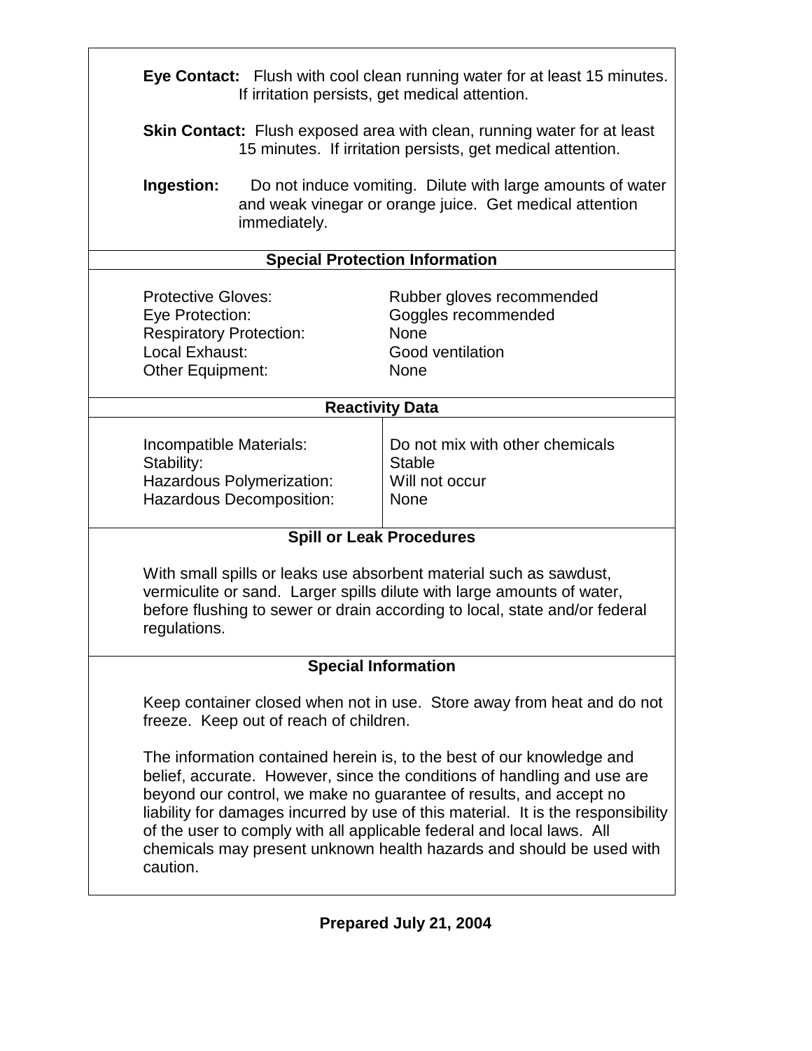**Eye Contact:** Flush with cool clean running water for at least 15 minutes. If irritation persists, get medical attention.

**Skin Contact:** Flush exposed area with clean, running water for at least 15 minutes. If irritation persists, get medical attention.

**Ingestion:** Do not induce vomiting. Dilute with large amounts of water and weak vinegar or orange juice. Get medical attention immediately.

## Special Protection Information

| | |
|---|---|
| Protective Gloves: | Rubber gloves recommended |
| Eye Protection: | Goggles recommended |
| Respiratory Protection: | None |
| Local Exhaust: | Good ventilation |
| Other Equipment: | None |

## Reactivity Data

| | |
|---|---|
| Incompatible Materials: | Do not mix with other chemicals |
| Stability: | Stable |
| Hazardous Polymerization: | Will not occur |
| Hazardous Decomposition: | None |

## Spill or Leak Procedures

With small spills or leaks use absorbent material such as sawdust, vermiculite or sand. Larger spills dilute with large amounts of water, before flushing to sewer or drain according to local, state and/or federal regulations.

## Special Information

Keep container closed when not in use. Store away from heat and do not freeze. Keep out of reach of children.

The information contained herein is, to the best of our knowledge and belief, accurate. However, since the conditions of handling and use are beyond our control, we make no guarantee of results, and accept no liability for damages incurred by use of this material. It is the responsibility of the user to comply with all applicable federal and local laws. All chemicals may present unknown health hazards and should be used with caution.

**Prepared July 21, 2004**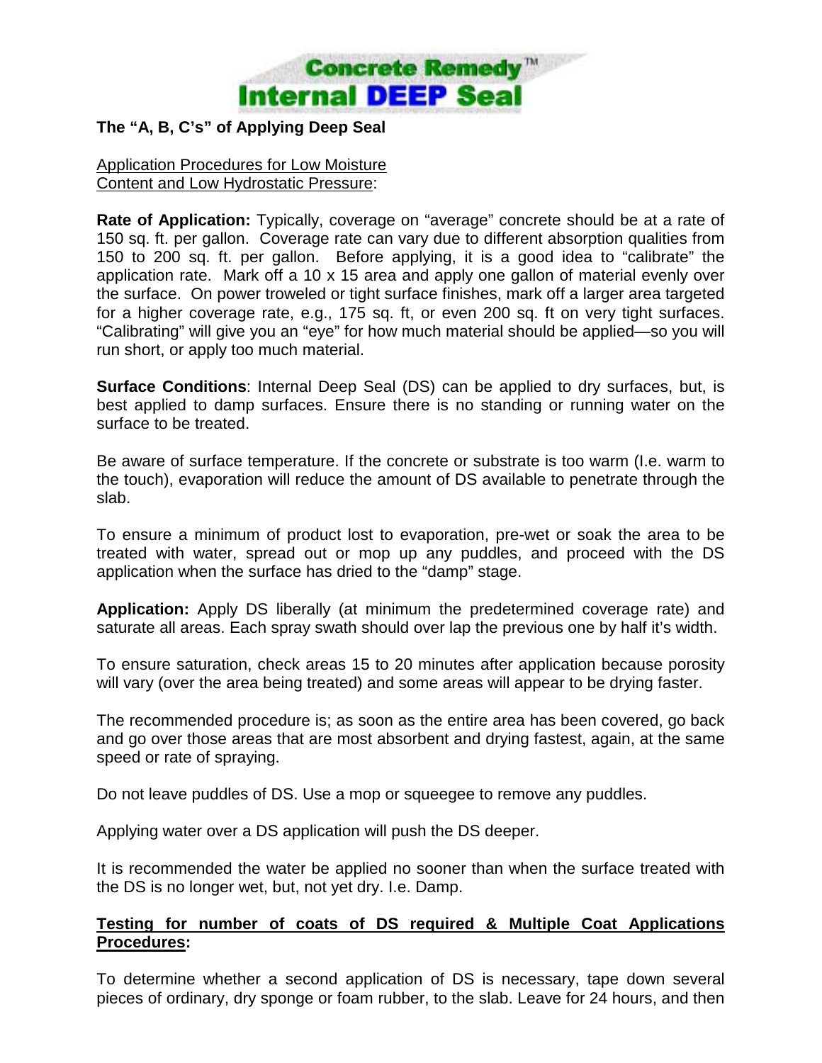**Concrete Remedy™**
**Internal DEEP Seal**

**The "A, B, C's" of Applying Deep Seal**

Application Procedures for Low Moisture Content and Low Hydrostatic Pressure:

**Rate of Application:** Typically, coverage on "average" concrete should be at a rate of 150 sq. ft. per gallon. Coverage rate can vary due to different absorption qualities from 150 to 200 sq. ft. per gallon. Before applying, it is a good idea to "calibrate" the application rate. Mark off a 10 x 15 area and apply one gallon of material evenly over the surface. On power troweled or tight surface finishes, mark off a larger area targeted for a higher coverage rate, e.g., 175 sq. ft, or even 200 sq. ft on very tight surfaces. "Calibrating" will give you an "eye" for how much material should be applied—so you will run short, or apply too much material.

**Surface Conditions**: Internal Deep Seal (DS) can be applied to dry surfaces, but, is best applied to damp surfaces. Ensure there is no standing or running water on the surface to be treated.

Be aware of surface temperature. If the concrete or substrate is too warm (I.e. warm to the touch), evaporation will reduce the amount of DS available to penetrate through the slab.

To ensure a minimum of product lost to evaporation, pre-wet or soak the area to be treated with water, spread out or mop up any puddles, and proceed with the DS application when the surface has dried to the "damp" stage.

**Application:** Apply DS liberally (at minimum the predetermined coverage rate) and saturate all areas. Each spray swath should over lap the previous one by half it's width.

To ensure saturation, check areas 15 to 20 minutes after application because porosity will vary (over the area being treated) and some areas will appear to be drying faster.

The recommended procedure is; as soon as the entire area has been covered, go back and go over those areas that are most absorbent and drying fastest, again, at the same speed or rate of spraying.

Do not leave puddles of DS. Use a mop or squeegee to remove any puddles.

Applying water over a DS application will push the DS deeper.

It is recommended the water be applied no sooner than when the surface treated with the DS is no longer wet, but, not yet dry. I.e. Damp.

**Testing for number of coats of DS required & Multiple Coat Applications Procedures:**

To determine whether a second application of DS is necessary, tape down several pieces of ordinary, dry sponge or foam rubber, to the slab. Leave for 24 hours, and then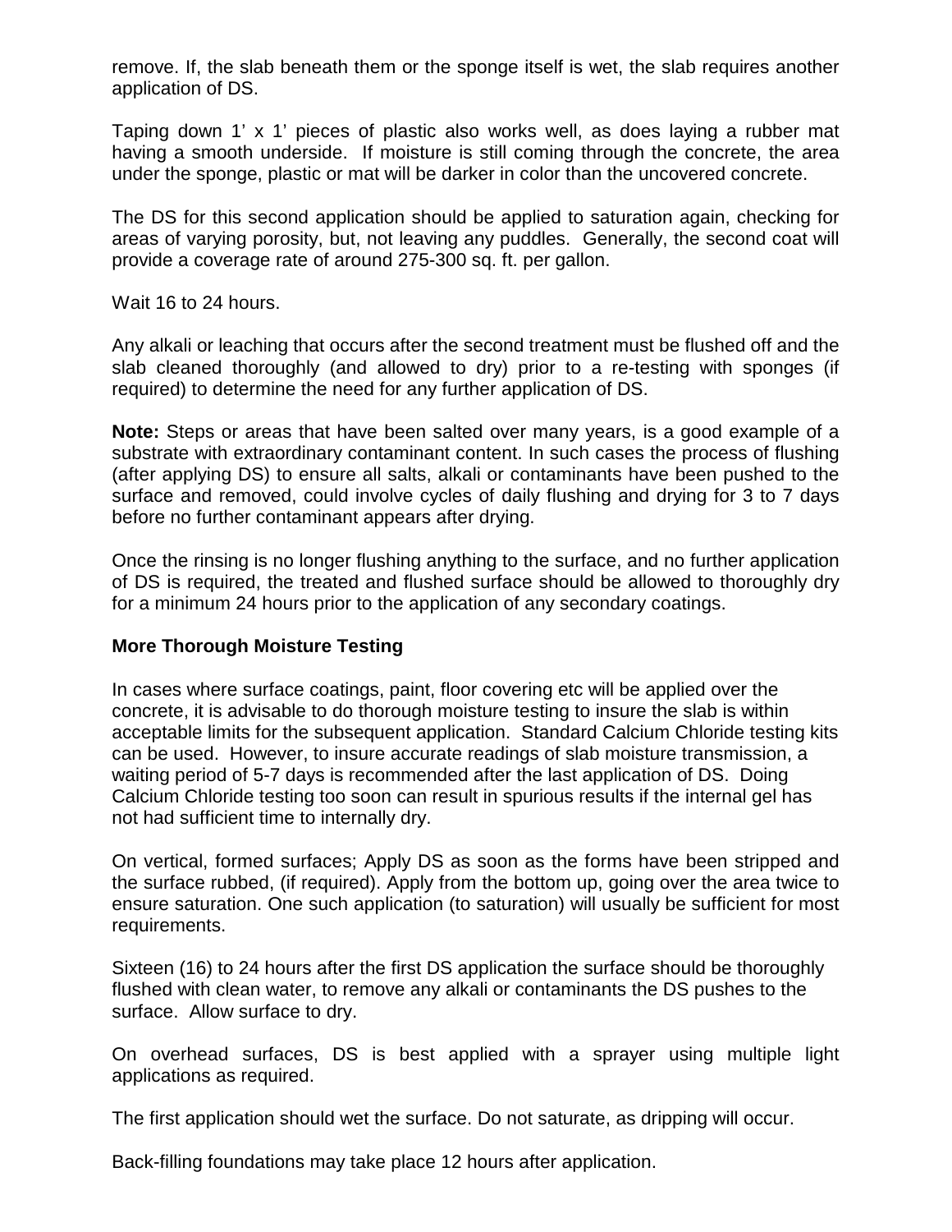remove. If, the slab beneath them or the sponge itself is wet, the slab requires another application of DS.

Taping down 1' x 1' pieces of plastic also works well, as does laying a rubber mat having a smooth underside. If moisture is still coming through the concrete, the area under the sponge, plastic or mat will be darker in color than the uncovered concrete.

The DS for this second application should be applied to saturation again, checking for areas of varying porosity, but, not leaving any puddles. Generally, the second coat will provide a coverage rate of around 275-300 sq. ft. per gallon.

Wait 16 to 24 hours.

Any alkali or leaching that occurs after the second treatment must be flushed off and the slab cleaned thoroughly (and allowed to dry) prior to a re-testing with sponges (if required) to determine the need for any further application of DS.

**Note:** Steps or areas that have been salted over many years, is a good example of a substrate with extraordinary contaminant content. In such cases the process of flushing (after applying DS) to ensure all salts, alkali or contaminants have been pushed to the surface and removed, could involve cycles of daily flushing and drying for 3 to 7 days before no further contaminant appears after drying.

Once the rinsing is no longer flushing anything to the surface, and no further application of DS is required, the treated and flushed surface should be allowed to thoroughly dry for a minimum 24 hours prior to the application of any secondary coatings.

**More Thorough Moisture Testing**

In cases where surface coatings, paint, floor covering etc will be applied over the concrete, it is advisable to do thorough moisture testing to insure the slab is within acceptable limits for the subsequent application. Standard Calcium Chloride testing kits can be used. However, to insure accurate readings of slab moisture transmission, a waiting period of 5-7 days is recommended after the last application of DS. Doing Calcium Chloride testing too soon can result in spurious results if the internal gel has not had sufficient time to internally dry.

On vertical, formed surfaces; Apply DS as soon as the forms have been stripped and the surface rubbed, (if required). Apply from the bottom up, going over the area twice to ensure saturation. One such application (to saturation) will usually be sufficient for most requirements.

Sixteen (16) to 24 hours after the first DS application the surface should be thoroughly flushed with clean water, to remove any alkali or contaminants the DS pushes to the surface. Allow surface to dry.

On overhead surfaces, DS is best applied with a sprayer using multiple light applications as required.

The first application should wet the surface. Do not saturate, as dripping will occur.

Back-filling foundations may take place 12 hours after application.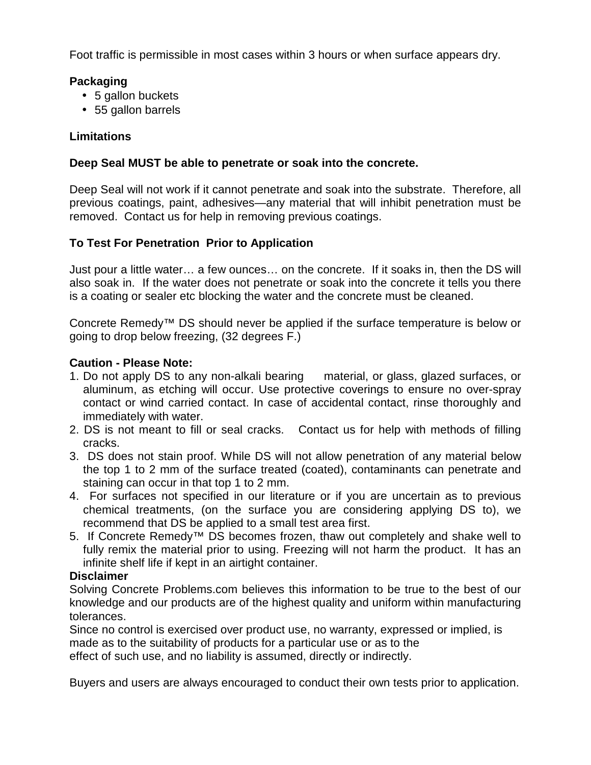Foot traffic is permissible in most cases within 3 hours or when surface appears dry.

**Packaging**

- 5 gallon buckets
- 55 gallon barrels

**Limitations**

**Deep Seal MUST be able to penetrate or soak into the concrete.**

Deep Seal will not work if it cannot penetrate and soak into the substrate. Therefore, all previous coatings, paint, adhesives—any material that will inhibit penetration must be removed. Contact us for help in removing previous coatings.

**To Test For Penetration Prior to Application**

Just pour a little water… a few ounces… on the concrete. If it soaks in, then the DS will also soak in. If the water does not penetrate or soak into the concrete it tells you there is a coating or sealer etc blocking the water and the concrete must be cleaned.

Concrete Remedy™ DS should never be applied if the surface temperature is below or going to drop below freezing, (32 degrees F.)

**Caution - Please Note:**

1. Do not apply DS to any non-alkali bearing material, or glass, glazed surfaces, or aluminum, as etching will occur. Use protective coverings to ensure no over-spray contact or wind carried contact. In case of accidental contact, rinse thoroughly and immediately with water.
2. DS is not meant to fill or seal cracks. Contact us for help with methods of filling cracks.
3. DS does not stain proof. While DS will not allow penetration of any material below the top 1 to 2 mm of the surface treated (coated), contaminants can penetrate and staining can occur in that top 1 to 2 mm.
4. For surfaces not specified in our literature or if you are uncertain as to previous chemical treatments, (on the surface you are considering applying DS to), we recommend that DS be applied to a small test area first.
5. If Concrete Remedy™ DS becomes frozen, thaw out completely and shake well to fully remix the material prior to using. Freezing will not harm the product. It has an infinite shelf life if kept in an airtight container.

**Disclaimer**

Solving Concrete Problems.com believes this information to be true to the best of our knowledge and our products are of the highest quality and uniform within manufacturing tolerances.

Since no control is exercised over product use, no warranty, expressed or implied, is made as to the suitability of products for a particular use or as to the effect of such use, and no liability is assumed, directly or indirectly.

Buyers and users are always encouraged to conduct their own tests prior to application.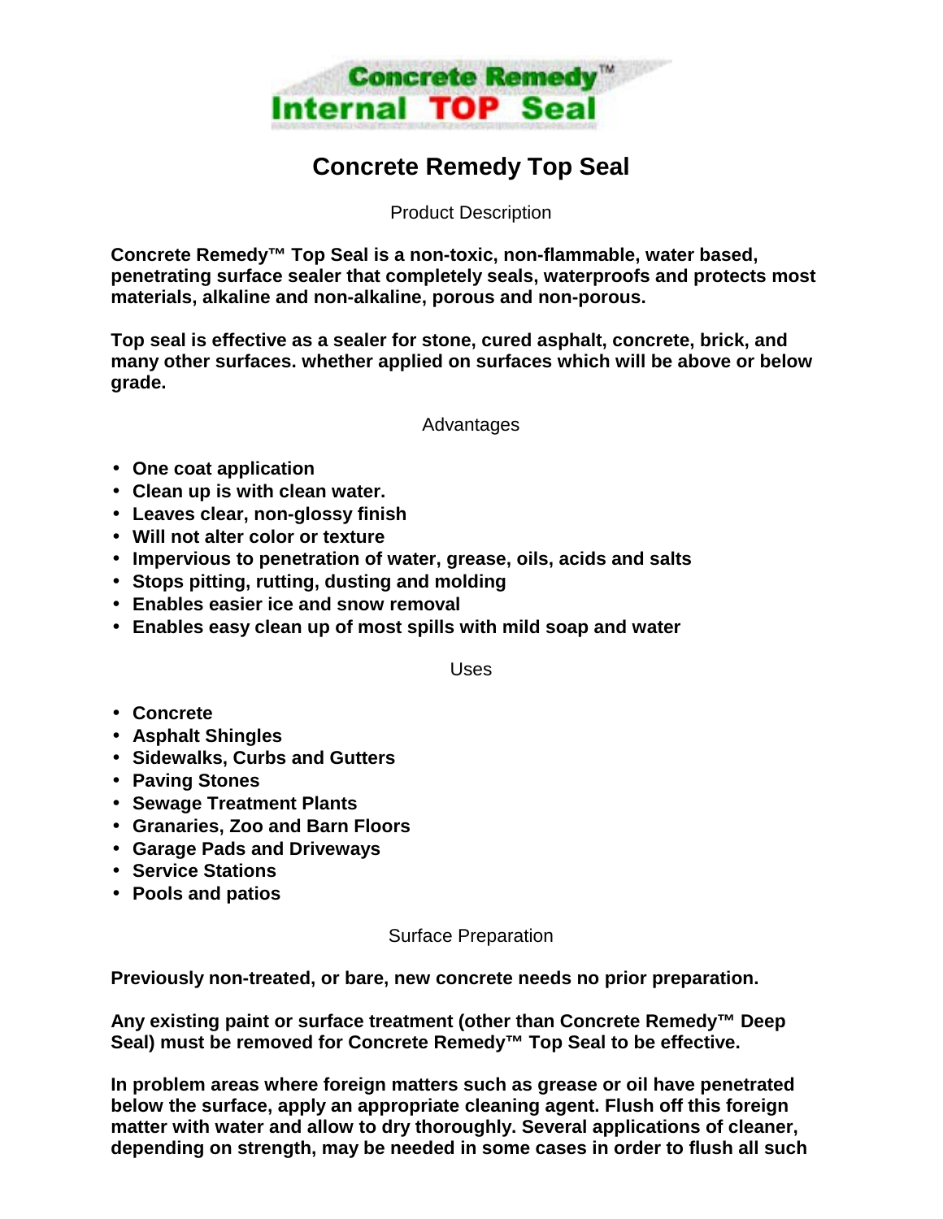**Concrete Remedy™**
**Internal TOP Seal**

# Concrete Remedy Top Seal

## Product Description

**Concrete Remedy™ Top Seal is a non-toxic, non-flammable, water based, penetrating surface sealer that completely seals, waterproofs and protects most materials, alkaline and non-alkaline, porous and non-porous.**

**Top seal is effective as a sealer for stone, cured asphalt, concrete, brick, and many other surfaces. whether applied on surfaces which will be above or below grade.**

## Advantages

- **One coat application**
- **Clean up is with clean water.**
- **Leaves clear, non-glossy finish**
- **Will not alter color or texture**
- **Impervious to penetration of water, grease, oils, acids and salts**
- **Stops pitting, rutting, dusting and molding**
- **Enables easier ice and snow removal**
- **Enables easy clean up of most spills with mild soap and water**

## Uses

- **Concrete**
- **Asphalt Shingles**
- **Sidewalks, Curbs and Gutters**
- **Paving Stones**
- **Sewage Treatment Plants**
- **Granaries, Zoo and Barn Floors**
- **Garage Pads and Driveways**
- **Service Stations**
- **Pools and patios**

## Surface Preparation

**Previously non-treated, or bare, new concrete needs no prior preparation.**

**Any existing paint or surface treatment (other than Concrete Remedy™ Deep Seal) must be removed for Concrete Remedy™ Top Seal to be effective.**

**In problem areas where foreign matters such as grease or oil have penetrated below the surface, apply an appropriate cleaning agent. Flush off this foreign matter with water and allow to dry thoroughly. Several applications of cleaner, depending on strength, may be needed in some cases in order to flush all such**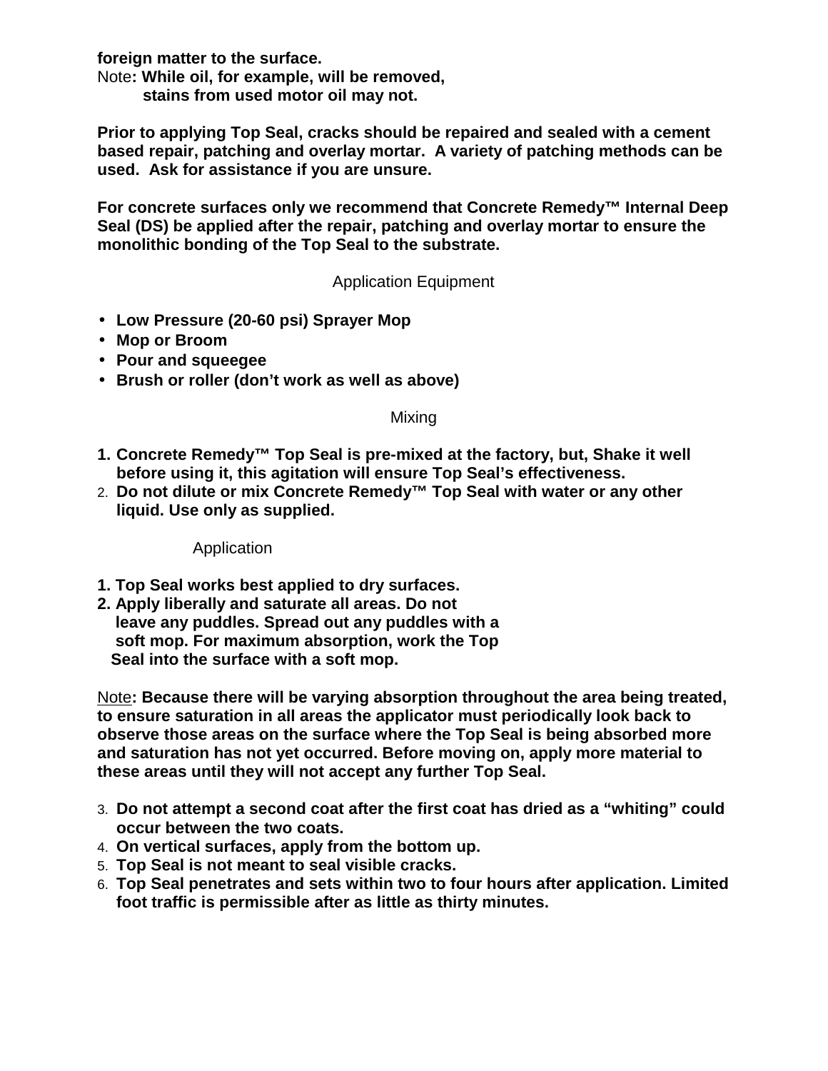**foreign matter to the surface.**
Note**: While oil, for example, will be removed, stains from used motor oil may not.**

**Prior to applying Top Seal, cracks should be repaired and sealed with a cement based repair, patching and overlay mortar. A variety of patching methods can be used. Ask for assistance if you are unsure.**

**For concrete surfaces only we recommend that Concrete Remedy™ Internal Deep Seal (DS) be applied after the repair, patching and overlay mortar to ensure the monolithic bonding of the Top Seal to the substrate.**

## Application Equipment

- **Low Pressure (20-60 psi) Sprayer Mop**
- **Mop or Broom**
- **Pour and squeegee**
- **Brush or roller (don't work as well as above)**

## Mixing

1. **Concrete Remedy™ Top Seal is pre-mixed at the factory, but, Shake it well before using it, this agitation will ensure Top Seal's effectiveness.**
2. **Do not dilute or mix Concrete Remedy™ Top Seal with water or any other liquid. Use only as supplied.**

## Application

1. **Top Seal works best applied to dry surfaces.**
2. **Apply liberally and saturate all areas. Do not leave any puddles. Spread out any puddles with a soft mop. For maximum absorption, work the Top Seal into the surface with a soft mop.**

<u>Note</u>**: Because there will be varying absorption throughout the area being treated, to ensure saturation in all areas the applicator must periodically look back to observe those areas on the surface where the Top Seal is being absorbed more and saturation has not yet occurred. Before moving on, apply more material to these areas until they will not accept any further Top Seal.**

3. **Do not attempt a second coat after the first coat has dried as a "whiting" could occur between the two coats.**
4. **On vertical surfaces, apply from the bottom up.**
5. **Top Seal is not meant to seal visible cracks.**
6. **Top Seal penetrates and sets within two to four hours after application. Limited foot traffic is permissible after as little as thirty minutes.**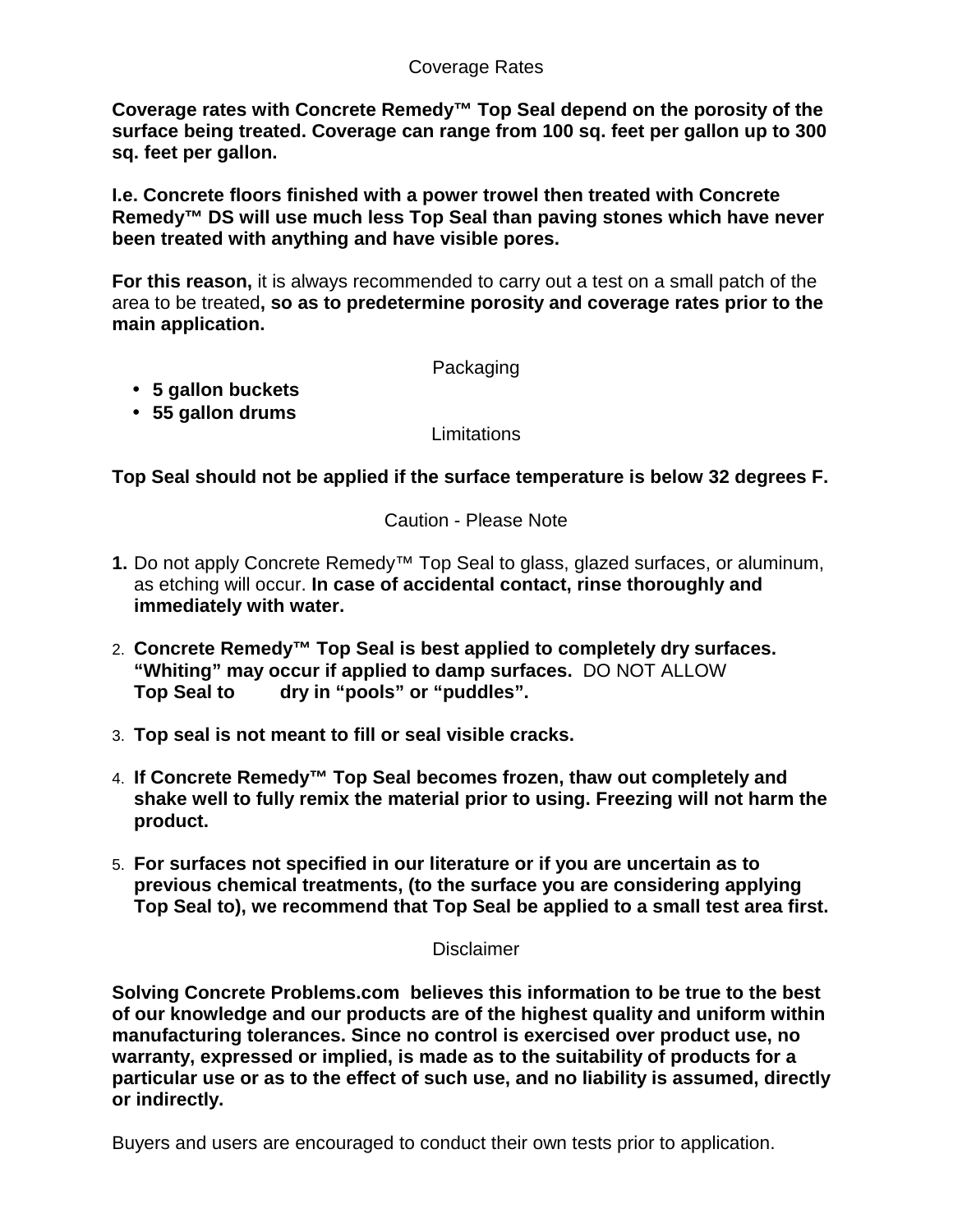## Coverage Rates

**Coverage rates with Concrete Remedy™ Top Seal depend on the porosity of the surface being treated. Coverage can range from 100 sq. feet per gallon up to 300 sq. feet per gallon.**

**I.e. Concrete floors finished with a power trowel then treated with Concrete Remedy™ DS will use much less Top Seal than paving stones which have never been treated with anything and have visible pores.**

**For this reason,** it is always recommended to carry out a test on a small patch of the area to be treated**, so as to predetermine porosity and coverage rates prior to the main application.**

## Packaging

- **5 gallon buckets**
- **55 gallon drums**

## Limitations

**Top Seal should not be applied if the surface temperature is below 32 degrees F.**

## Caution - Please Note

1. Do not apply Concrete Remedy™ Top Seal to glass, glazed surfaces, or aluminum, as etching will occur. **In case of accidental contact, rinse thoroughly and immediately with water.**
2. **Concrete Remedy™ Top Seal is best applied to completely dry surfaces. "Whiting" may occur if applied to damp surfaces.** DO NOT ALLOW **Top Seal to dry in "pools" or "puddles".**
3. **Top seal is not meant to fill or seal visible cracks.**
4. **If Concrete Remedy™ Top Seal becomes frozen, thaw out completely and shake well to fully remix the material prior to using. Freezing will not harm the product.**
5. **For surfaces not specified in our literature or if you are uncertain as to previous chemical treatments, (to the surface you are considering applying Top Seal to), we recommend that Top Seal be applied to a small test area first.**

## Disclaimer

**Solving Concrete Problems.com believes this information to be true to the best of our knowledge and our products are of the highest quality and uniform within manufacturing tolerances. Since no control is exercised over product use, no warranty, expressed or implied, is made as to the suitability of products for a particular use or as to the effect of such use, and no liability is assumed, directly or indirectly.**

Buyers and users are encouraged to conduct their own tests prior to application.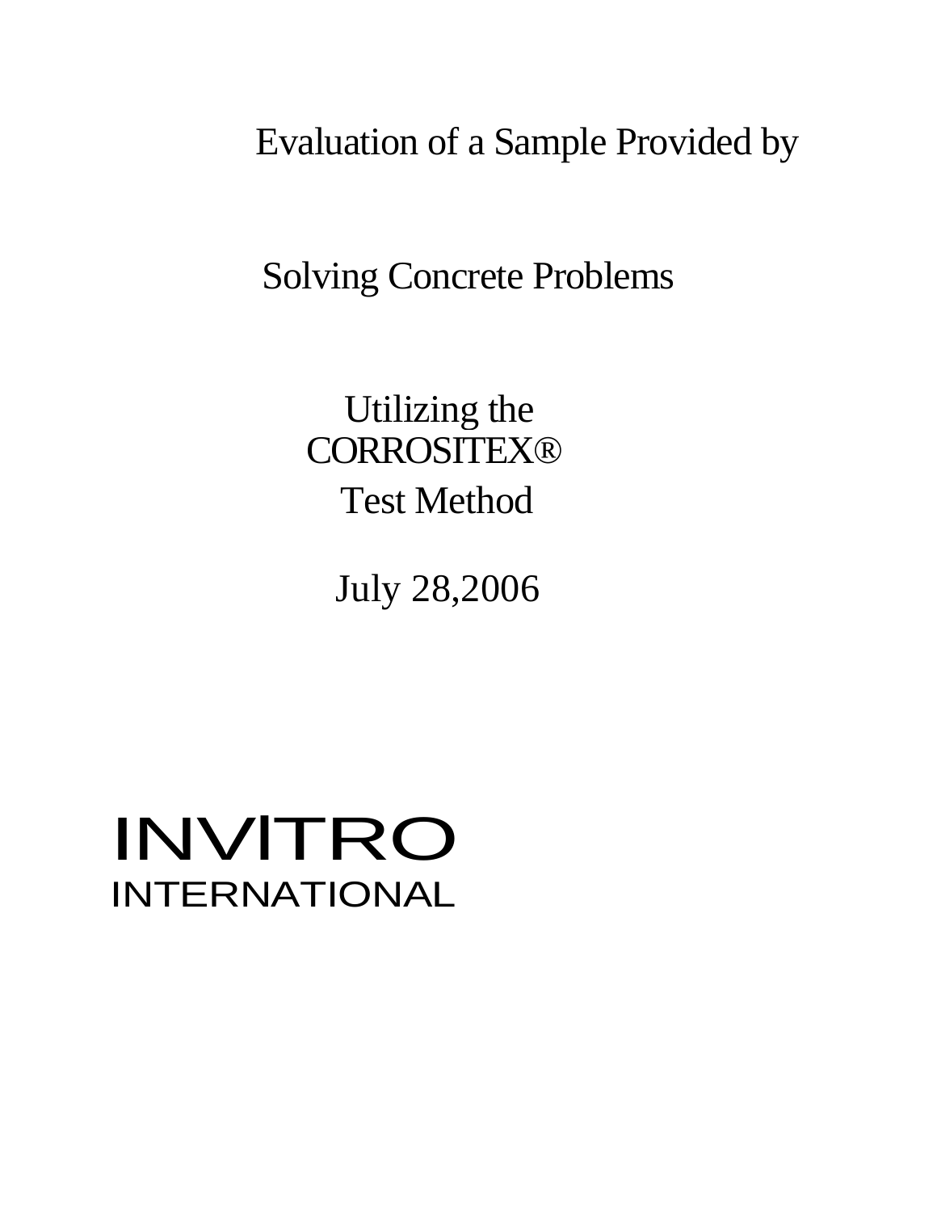# Evaluation of a Sample Provided by

## Solving Concrete Problems

Utilizing the
CORROSITEX®
Test Method

July 28,2006

INVITRO
INTERNATIONAL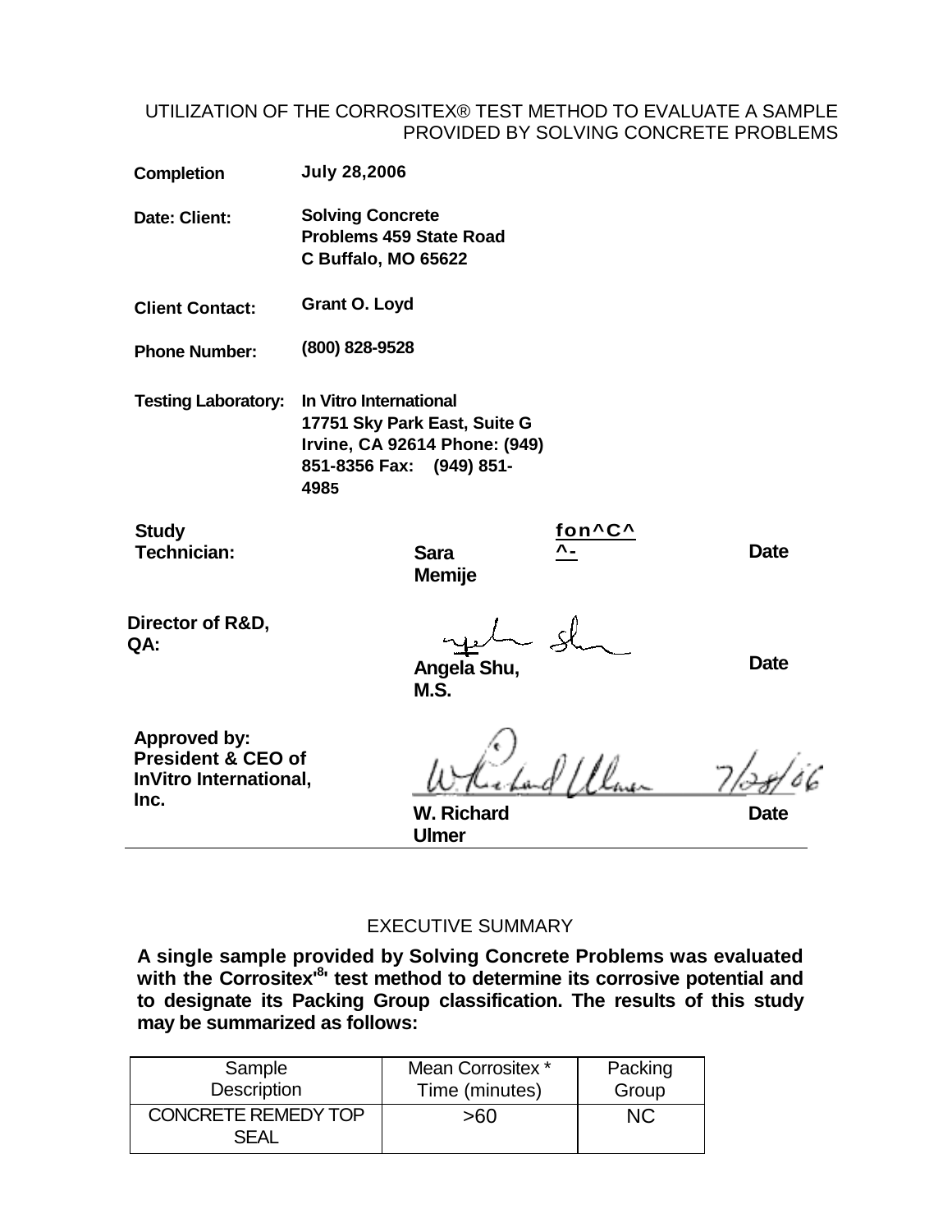# UTILIZATION OF THE CORROSITEX® TEST METHOD TO EVALUATE A SAMPLE PROVIDED BY SOLVING CONCRETE PROBLEMS

**Completion** **July 28,2006**

**Date: Client:** **Solving Concrete Problems 459 State Road C Buffalo, MO 65622**

**Client Contact:** **Grant O. Loyd**

**Phone Number:** **(800) 828-9528**

**Testing Laboratory:** **In Vitro International 17751 Sky Park East, Suite G Irvine, CA 92614 Phone: (949) 851-8356 Fax: (949) 851-4985**

**Study Technician:** **Sara Memije** fon^C^ ^- **Date**

**Director of R&D, QA:** **Angela Shu, M.S.** **Date**

**Approved by: President & CEO of InVitro International, Inc.** **W. Richard Ulmer** 7/28/06 **Date**

## EXECUTIVE SUMMARY

**A single sample provided by Solving Concrete Problems was evaluated with the Corrositex'[8]' test method to determine its corrosive potential and to designate its Packing Group classification. The results of this study may be summarized as follows:**

| Sample Description | Mean Corrositex * Time (minutes) | Packing Group |
|---|---|---|
| CONCRETE REMEDY TOP SEAL | >60 | NC |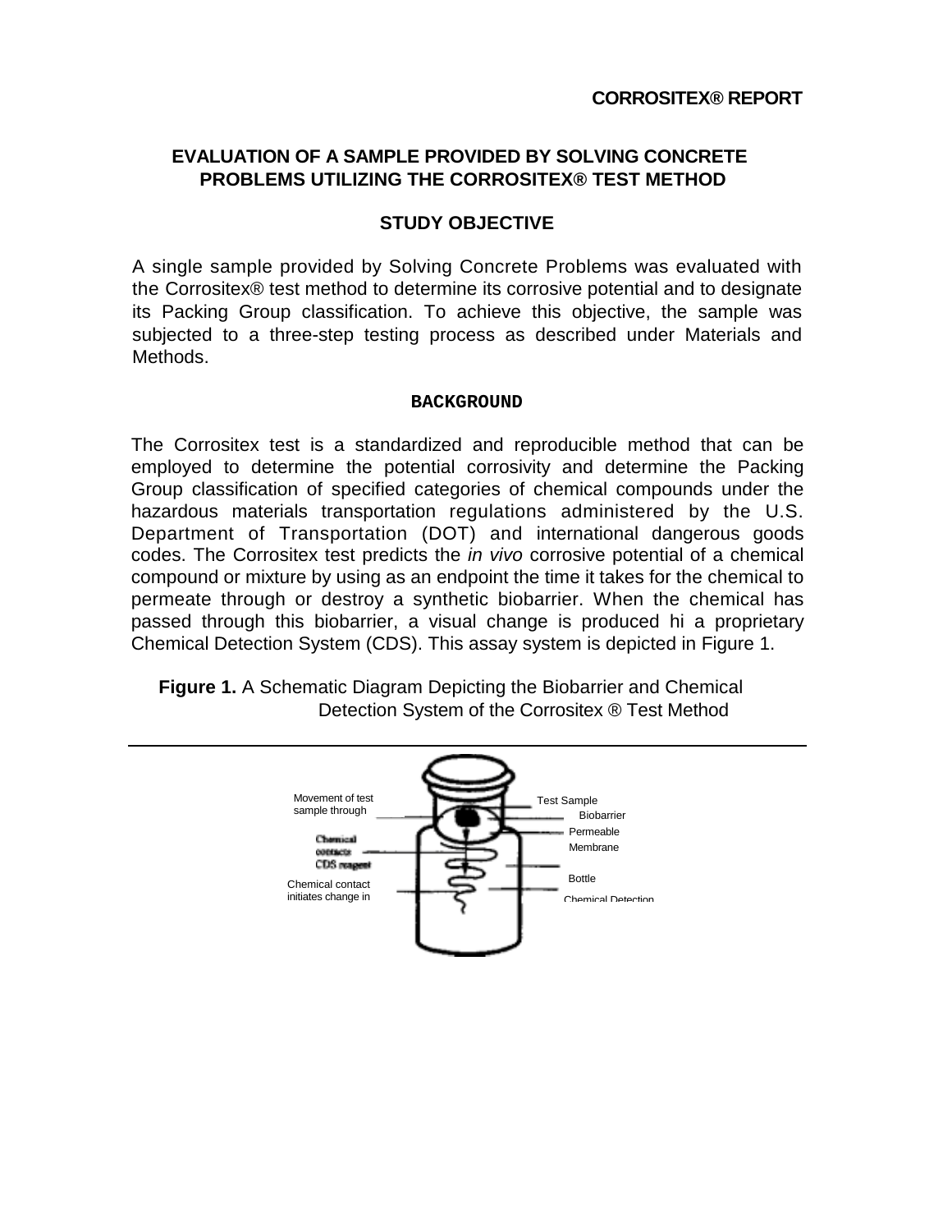**CORROSITEX® REPORT**

## EVALUATION OF A SAMPLE PROVIDED BY SOLVING CONCRETE PROBLEMS UTILIZING THE CORROSITEX® TEST METHOD

### STUDY OBJECTIVE

A single sample provided by Solving Concrete Problems was evaluated with the Corrositex® test method to determine its corrosive potential and to designate its Packing Group classification. To achieve this objective, the sample was subjected to a three-step testing process as described under Materials and Methods.

### BACKGROUND

The Corrositex test is a standardized and reproducible method that can be employed to determine the potential corrosivity and determine the Packing Group classification of specified categories of chemical compounds under the hazardous materials transportation regulations administered by the U.S. Department of Transportation (DOT) and international dangerous goods codes. The Corrositex test predicts the *in vivo* corrosive potential of a chemical compound or mixture by using as an endpoint the time it takes for the chemical to permeate through or destroy a synthetic biobarrier. When the chemical has passed through this biobarrier, a visual change is produced hi a proprietary Chemical Detection System (CDS). This assay system is depicted in Figure 1.

**Figure 1.** A Schematic Diagram Depicting the Biobarrier and Chemical Detection System of the Corrositex ® Test Method

Movement of test sample through

Chemical contacts CDS reagent

Chemical contact initiates change in

Test Sample

Biobarrier

Permeable Membrane

Bottle

Chemical Detection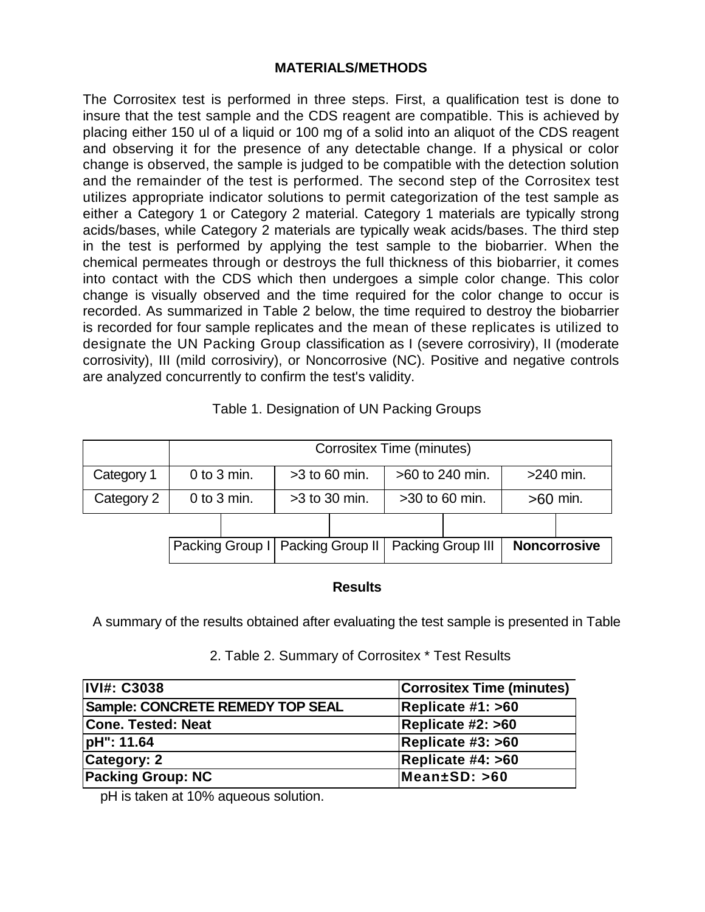## MATERIALS/METHODS

The Corrositex test is performed in three steps. First, a qualification test is done to insure that the test sample and the CDS reagent are compatible. This is achieved by placing either 150 ul of a liquid or 100 mg of a solid into an aliquot of the CDS reagent and observing it for the presence of any detectable change. If a physical or color change is observed, the sample is judged to be compatible with the detection solution and the remainder of the test is performed. The second step of the Corrositex test utilizes appropriate indicator solutions to permit categorization of the test sample as either a Category 1 or Category 2 material. Category 1 materials are typically strong acids/bases, while Category 2 materials are typically weak acids/bases. The third step in the test is performed by applying the test sample to the biobarrier. When the chemical permeates through or destroys the full thickness of this biobarrier, it comes into contact with the CDS which then undergoes a simple color change. This color change is visually observed and the time required for the color change to occur is recorded. As summarized in Table 2 below, the time required to destroy the biobarrier is recorded for four sample replicates and the mean of these replicates is utilized to designate the UN Packing Group classification as I (severe corrosiviry), II (moderate corrosivity), III (mild corrosiviry), or Noncorrosive (NC). Positive and negative controls are analyzed concurrently to confirm the test's validity.

Table 1. Designation of UN Packing Groups

| | Corrositex Time (minutes) | | | |
|---|---|---|---|---|
| Category 1 | 0 to 3 min. | >3 to 60 min. | >60 to 240 min. | >240 min. |
| Category 2 | 0 to 3 min. | >3 to 30 min. | >30 to 60 min. | >60 min. |
| | Packing Group I | Packing Group II | Packing Group III | **Noncorrosive** |

## Results

A summary of the results obtained after evaluating the test sample is presented in Table 2. Table 2. Summary of Corrositex * Test Results

| IVI#: C3038 | Corrositex Time (minutes) |
|---|---|
| Sample: CONCRETE REMEDY TOP SEAL | Replicate #1: >60 |
| Cone. Tested: Neat | Replicate #2: >60 |
| pH": 11.64 | Replicate #3: >60 |
| Category: 2 | Replicate #4: >60 |
| Packing Group: NC | Mean±SD: >60 |

pH is taken at 10% aqueous solution.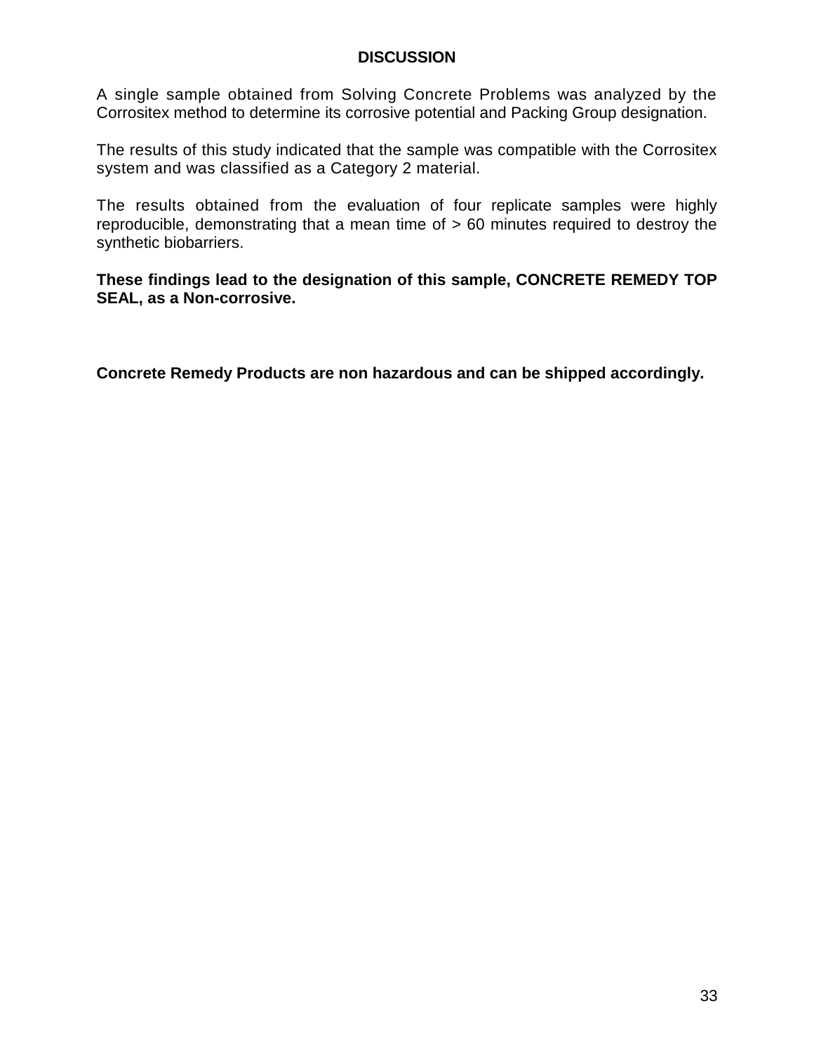## DISCUSSION

A single sample obtained from Solving Concrete Problems was analyzed by the Corrositex method to determine its corrosive potential and Packing Group designation.

The results of this study indicated that the sample was compatible with the Corrositex system and was classified as a Category 2 material.

The results obtained from the evaluation of four replicate samples were highly reproducible, demonstrating that a mean time of > 60 minutes required to destroy the synthetic biobarriers.

**These findings lead to the designation of this sample, CONCRETE REMEDY TOP SEAL, as a Non-corrosive.**

**Concrete Remedy Products are non hazardous and can be shipped accordingly.**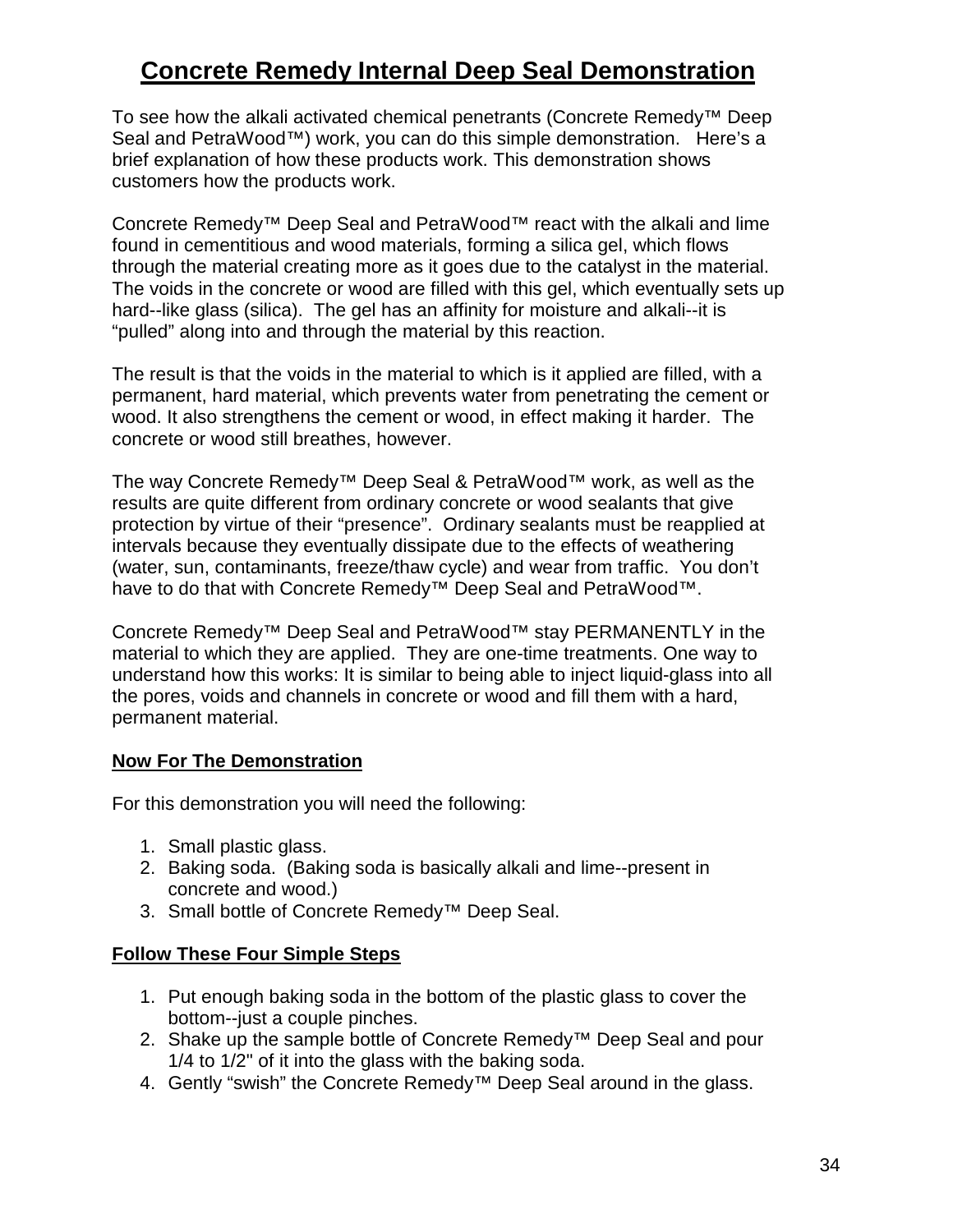# Concrete Remedy Internal Deep Seal Demonstration

To see how the alkali activated chemical penetrants (Concrete Remedy™ Deep Seal and PetraWood™) work, you can do this simple demonstration. Here's a brief explanation of how these products work. This demonstration shows customers how the products work.

Concrete Remedy™ Deep Seal and PetraWood™ react with the alkali and lime found in cementitious and wood materials, forming a silica gel, which flows through the material creating more as it goes due to the catalyst in the material. The voids in the concrete or wood are filled with this gel, which eventually sets up hard--like glass (silica). The gel has an affinity for moisture and alkali--it is "pulled" along into and through the material by this reaction.

The result is that the voids in the material to which is it applied are filled, with a permanent, hard material, which prevents water from penetrating the cement or wood. It also strengthens the cement or wood, in effect making it harder. The concrete or wood still breathes, however.

The way Concrete Remedy™ Deep Seal & PetraWood™ work, as well as the results are quite different from ordinary concrete or wood sealants that give protection by virtue of their "presence". Ordinary sealants must be reapplied at intervals because they eventually dissipate due to the effects of weathering (water, sun, contaminants, freeze/thaw cycle) and wear from traffic. You don't have to do that with Concrete Remedy™ Deep Seal and PetraWood™.

Concrete Remedy™ Deep Seal and PetraWood™ stay PERMANENTLY in the material to which they are applied. They are one-time treatments. One way to understand how this works: It is similar to being able to inject liquid-glass into all the pores, voids and channels in concrete or wood and fill them with a hard, permanent material.

## Now For The Demonstration

For this demonstration you will need the following:

1. Small plastic glass.
2. Baking soda. (Baking soda is basically alkali and lime--present in concrete and wood.)
3. Small bottle of Concrete Remedy™ Deep Seal.

## Follow These Four Simple Steps

1. Put enough baking soda in the bottom of the plastic glass to cover the bottom--just a couple pinches.
2. Shake up the sample bottle of Concrete Remedy™ Deep Seal and pour 1/4 to 1/2" of it into the glass with the baking soda.
4. Gently "swish" the Concrete Remedy™ Deep Seal around in the glass.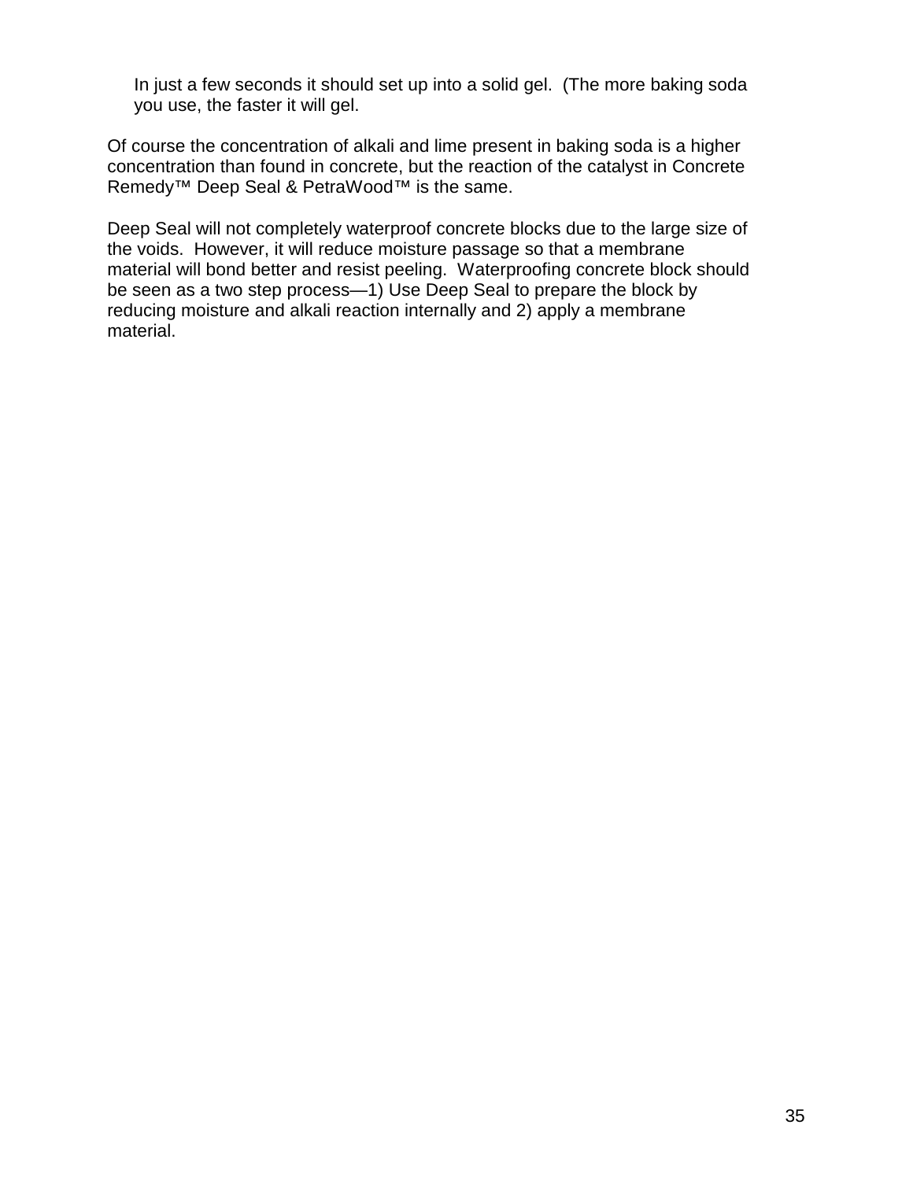In just a few seconds it should set up into a solid gel. (The more baking soda you use, the faster it will gel.

Of course the concentration of alkali and lime present in baking soda is a higher concentration than found in concrete, but the reaction of the catalyst in Concrete Remedy™ Deep Seal & PetraWood™ is the same.

Deep Seal will not completely waterproof concrete blocks due to the large size of the voids. However, it will reduce moisture passage so that a membrane material will bond better and resist peeling. Waterproofing concrete block should be seen as a two step process—1) Use Deep Seal to prepare the block by reducing moisture and alkali reaction internally and 2) apply a membrane material.